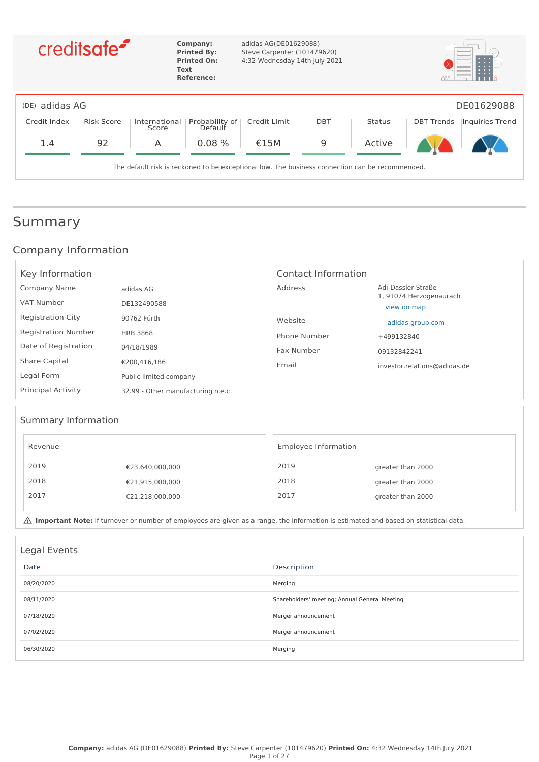creditsafe

**Company:** adidas AG(DE01629088)
**Printed By:** Steve Carpenter (101479620)
**Printed On:** 4:32 Wednesday 14th July 2021
**Text Reference:**

(DE) adidas AG — DE01629088

| Credit Index | Risk Score | International Score | Probability of Default | Credit Limit | DBT | Status | DBT Trends | Inquiries Trend |
|---|---|---|---|---|---|---|---|---|
| 1.4 | 92 | A | 0.08 % | €15M | 9 | Active | | |

The default risk is reckoned to be exceptional low. The business connection can be recommended.

# Summary

## Company Information

### Key Information

| | |
|---|---|
| Company Name | adidas AG |
| VAT Number | DE132490588 |
| Registration City | 90762 Fürth |
| Registration Number | HRB 3868 |
| Date of Registration | 04/18/1989 |
| Share Capital | €200,416,186 |
| Legal Form | Public limited company |
| Principal Activity | 32.99 - Other manufacturing n.e.c. |

### Contact Information

| | |
|---|---|
| Address | Adi-Dassler-Straße 1, 91074 Herzogenaurach view on map |
| Website | adidas-group.com |
| Phone Number | +499132840 |
| Fax Number | 09132842241 |
| Email | investor.relations@adidas.de |

### Summary Information

| Revenue | |
|---|---|
| 2019 | €23,640,000,000 |
| 2018 | €21,915,000,000 |
| 2017 | €21,218,000,000 |

| Employee Information | |
|---|---|
| 2019 | greater than 2000 |
| 2018 | greater than 2000 |
| 2017 | greater than 2000 |

⚠ **Important Note:** If turnover or number of employees are given as a range, the information is estimated and based on statistical data.

### Legal Events

| Date | Description |
|---|---|
| 08/20/2020 | Merging |
| 08/11/2020 | Shareholders' meeting; Annual General Meeting |
| 07/18/2020 | Merger announcement |
| 07/02/2020 | Merger announcement |
| 06/30/2020 | Merging |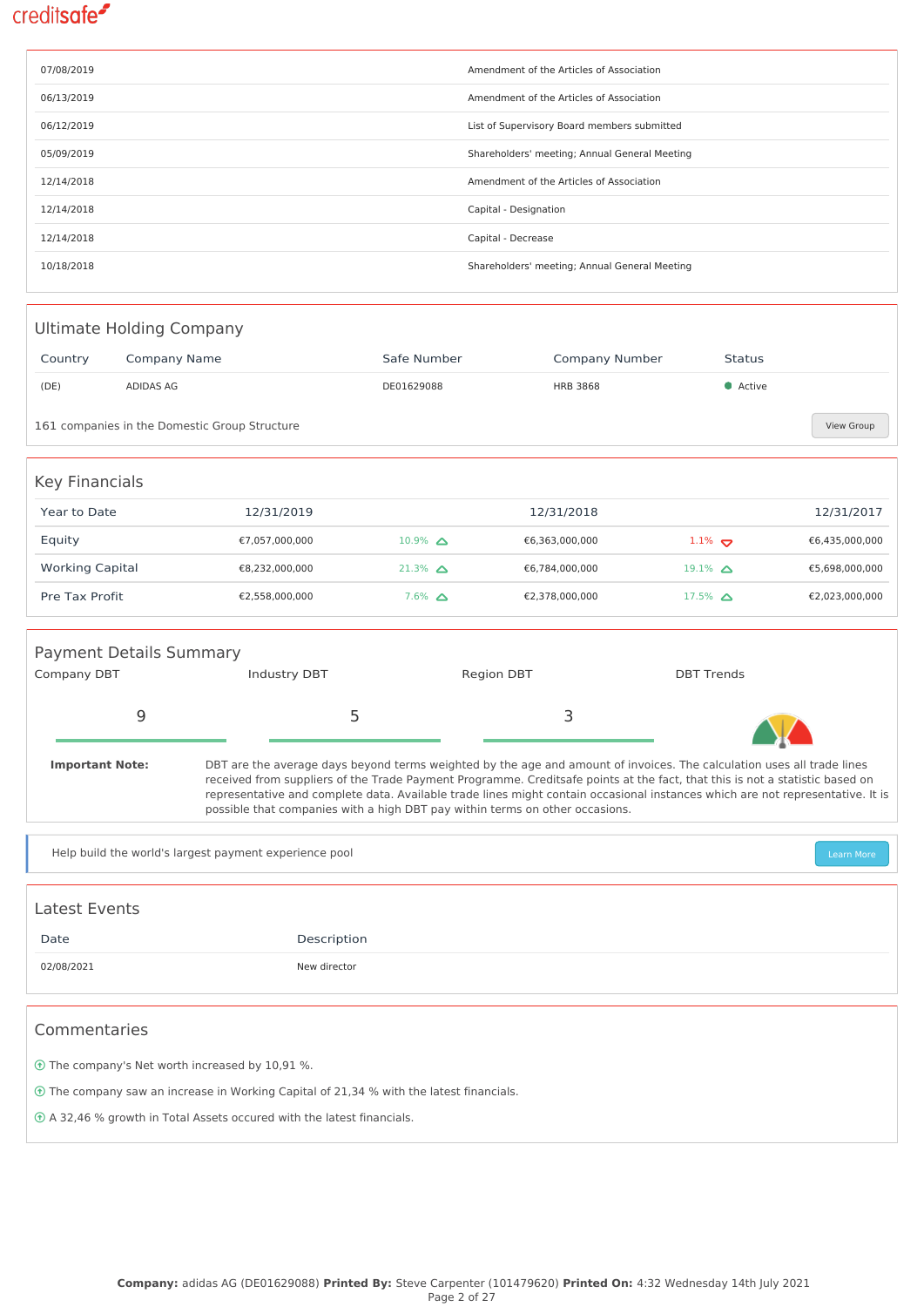| | |
|---|---|
| 07/08/2019 | Amendment of the Articles of Association |
| 06/13/2019 | Amendment of the Articles of Association |
| 06/12/2019 | List of Supervisory Board members submitted |
| 05/09/2019 | Shareholders' meeting; Annual General Meeting |
| 12/14/2018 | Amendment of the Articles of Association |
| 12/14/2018 | Capital - Designation |
| 12/14/2018 | Capital - Decrease |
| 10/18/2018 | Shareholders' meeting; Annual General Meeting |

## Ultimate Holding Company

| Country | Company Name | Safe Number | Company Number | Status |
|---|---|---|---|---|
| (DE) | ADIDAS AG | DE01629088 | HRB 3868 | Active |

161 companies in the Domestic Group Structure

View Group

## Key Financials

| Year to Date | 12/31/2019 | | 12/31/2018 | | 12/31/2017 |
|---|---|---|---|---|---|
| Equity | €7,057,000,000 | 10.9% ▲ | €6,363,000,000 | 1.1% ▼ | €6,435,000,000 |
| Working Capital | €8,232,000,000 | 21.3% ▲ | €6,784,000,000 | 19.1% ▲ | €5,698,000,000 |
| Pre Tax Profit | €2,558,000,000 | 7.6% ▲ | €2,378,000,000 | 17.5% ▲ | €2,023,000,000 |

## Payment Details Summary

| Company DBT | Industry DBT | Region DBT | DBT Trends |
|---|---|---|---|
| 9 | 5 | 3 | |

**Important Note:** DBT are the average days beyond terms weighted by the age and amount of invoices. The calculation uses all trade lines received from suppliers of the Trade Payment Programme. Creditsafe points at the fact, that this is not a statistic based on representative and complete data. Available trade lines might contain occasional instances which are not representative. It is possible that companies with a high DBT pay within terms on other occasions.

Help build the world's largest payment experience pool

Learn More

## Latest Events

| Date | Description |
|---|---|
| 02/08/2021 | New director |

## Commentaries

- The company's Net worth increased by 10,91 %.
- The company saw an increase in Working Capital of 21,34 % with the latest financials.
- A 32,46 % growth in Total Assets occured with the latest financials.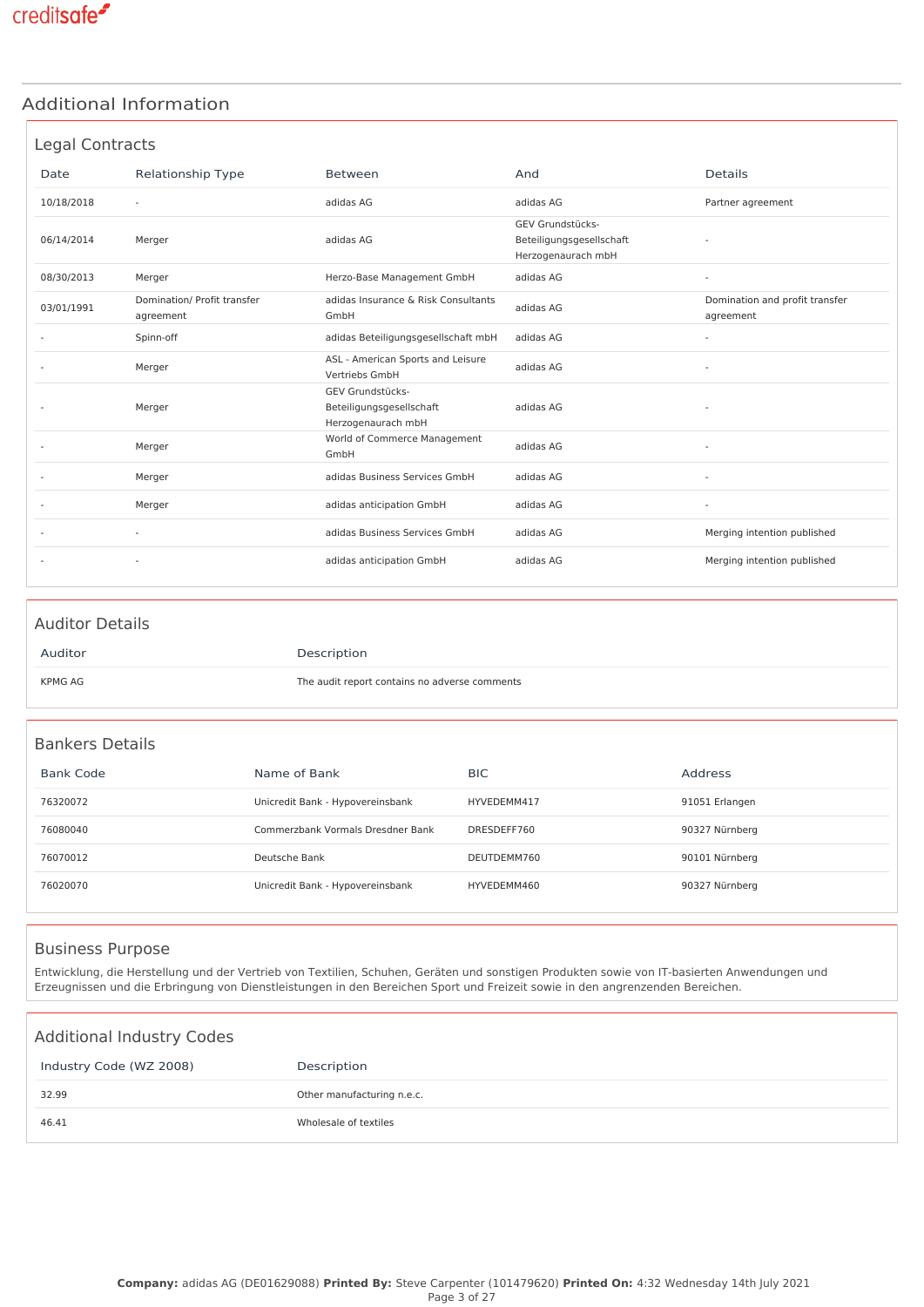# Additional Information

## Legal Contracts

| Date | Relationship Type | Between | And | Details |
| --- | --- | --- | --- | --- |
| 10/18/2018 | - | adidas AG | adidas AG | Partner agreement |
| 06/14/2014 | Merger | adidas AG | GEV Grundstücks-Beteiligungsgesellschaft Herzogenaurach mbH | - |
| 08/30/2013 | Merger | Herzo-Base Management GmbH | adidas AG | - |
| 03/01/1991 | Domination/ Profit transfer agreement | adidas Insurance & Risk Consultants GmbH | adidas AG | Domination and profit transfer agreement |
| - | Spinn-off | adidas Beteiligungsgesellschaft mbH | adidas AG | - |
| - | Merger | ASL - American Sports and Leisure Vertriebs GmbH | adidas AG | - |
| - | Merger | GEV Grundstücks-Beteiligungsgesellschaft Herzogenaurach mbH | adidas AG | - |
| - | Merger | World of Commerce Management GmbH | adidas AG | - |
| - | Merger | adidas Business Services GmbH | adidas AG | - |
| - | Merger | adidas anticipation GmbH | adidas AG | - |
| - | - | adidas Business Services GmbH | adidas AG | Merging intention published |
| - | - | adidas anticipation GmbH | adidas AG | Merging intention published |

## Auditor Details

| Auditor | Description |
| --- | --- |
| KPMG AG | The audit report contains no adverse comments |

## Bankers Details

| Bank Code | Name of Bank | BIC | Address |
| --- | --- | --- | --- |
| 76320072 | Unicredit Bank - Hypovereinsbank | HYVEDEMM417 | 91051 Erlangen |
| 76080040 | Commerzbank Vormals Dresdner Bank | DRESDEFF760 | 90327 Nürnberg |
| 76070012 | Deutsche Bank | DEUTDEMM760 | 90101 Nürnberg |
| 76020070 | Unicredit Bank - Hypovereinsbank | HYVEDEMM460 | 90327 Nürnberg |

## Business Purpose

Entwicklung, die Herstellung und der Vertrieb von Textilien, Schuhen, Geräten und sonstigen Produkten sowie von IT-basierten Anwendungen und Erzeugnissen und die Erbringung von Dienstleistungen in den Bereichen Sport und Freizeit sowie in den angrenzenden Bereichen.

## Additional Industry Codes

| Industry Code (WZ 2008) | Description |
| --- | --- |
| 32.99 | Other manufacturing n.e.c. |
| 46.41 | Wholesale of textiles |

**Company:** adidas AG (DE01629088) **Printed By:** Steve Carpenter (101479620) **Printed On:** 4:32 Wednesday 14th July 2021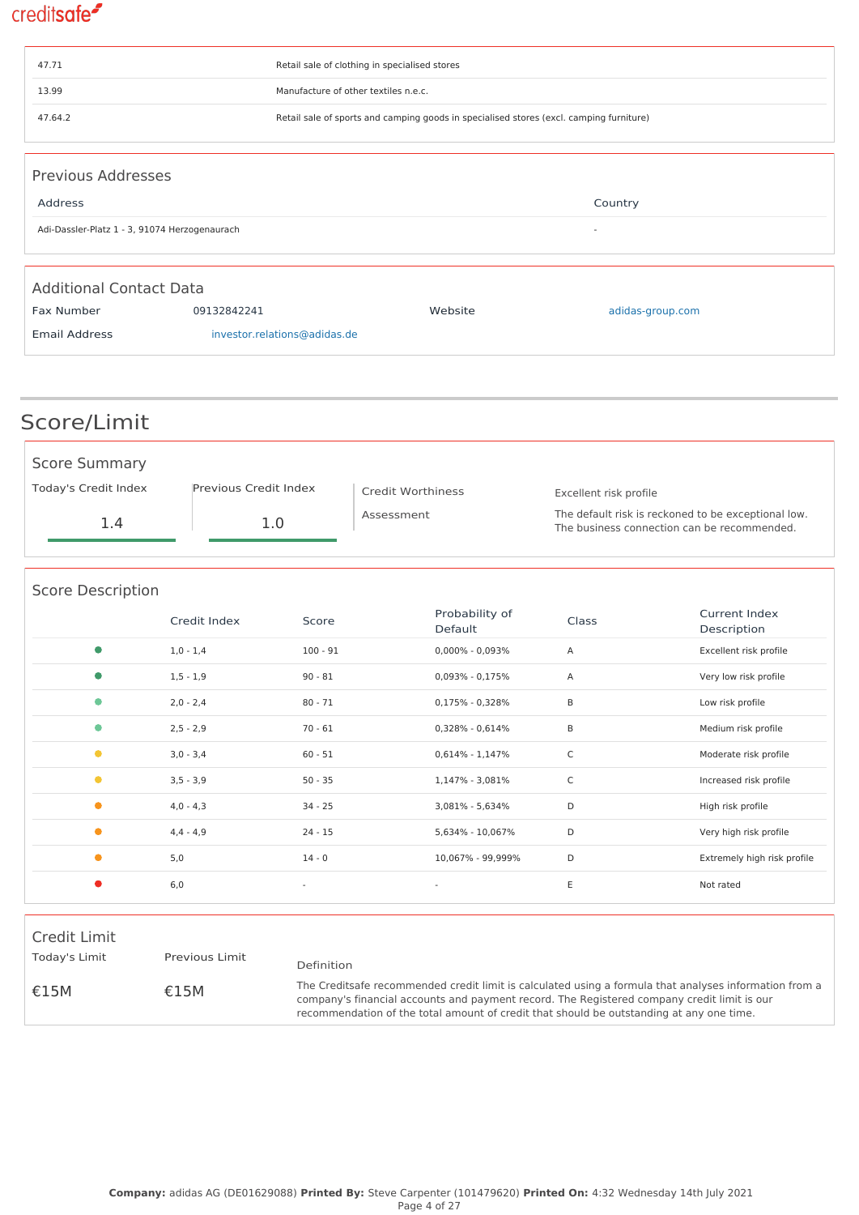| | |
|---|---|
| 47.71 | Retail sale of clothing in specialised stores |
| 13.99 | Manufacture of other textiles n.e.c. |
| 47.64.2 | Retail sale of sports and camping goods in specialised stores (excl. camping furniture) |

### Previous Addresses

| Address | Country |
|---|---|
| Adi-Dassler-Platz 1 - 3, 91074 Herzogenaurach | - |

### Additional Contact Data

| | | | |
|---|---|---|---|
| Fax Number | 09132842241 | Website | adidas-group.com |
| Email Address | investor.relations@adidas.de | | |

## Score/Limit

### Score Summary

| Today's Credit Index | Previous Credit Index |
|---|---|
| 1.4 | 1.0 |

**Credit Worthiness:** Excellent risk profile

**Assessment:** The default risk is reckoned to be exceptional low. The business connection can be recommended.

### Score Description

| Credit Index | Score | Probability of Default | Class | Current Index Description |
|---|---|---|---|---|
| 1,0 - 1,4 | 100 - 91 | 0,000% - 0,093% | A | Excellent risk profile |
| 1,5 - 1,9 | 90 - 81 | 0,093% - 0,175% | A | Very low risk profile |
| 2,0 - 2,4 | 80 - 71 | 0,175% - 0,328% | B | Low risk profile |
| 2,5 - 2,9 | 70 - 61 | 0,328% - 0,614% | B | Medium risk profile |
| 3,0 - 3,4 | 60 - 51 | 0,614% - 1,147% | C | Moderate risk profile |
| 3,5 - 3,9 | 50 - 35 | 1,147% - 3,081% | C | Increased risk profile |
| 4,0 - 4,3 | 34 - 25 | 3,081% - 5,634% | D | High risk profile |
| 4,4 - 4,9 | 24 - 15 | 5,634% - 10,067% | D | Very high risk profile |
| 5,0 | 14 - 0 | 10,067% - 99,999% | D | Extremely high risk profile |
| 6,0 | - | - | E | Not rated |

### Credit Limit

| Today's Limit | Previous Limit |
|---|---|
| €15M | €15M |

**Definition**

The Creditsafe recommended credit limit is calculated using a formula that analyses information from a company's financial accounts and payment record. The Registered company credit limit is our recommendation of the total amount of credit that should be outstanding at any one time.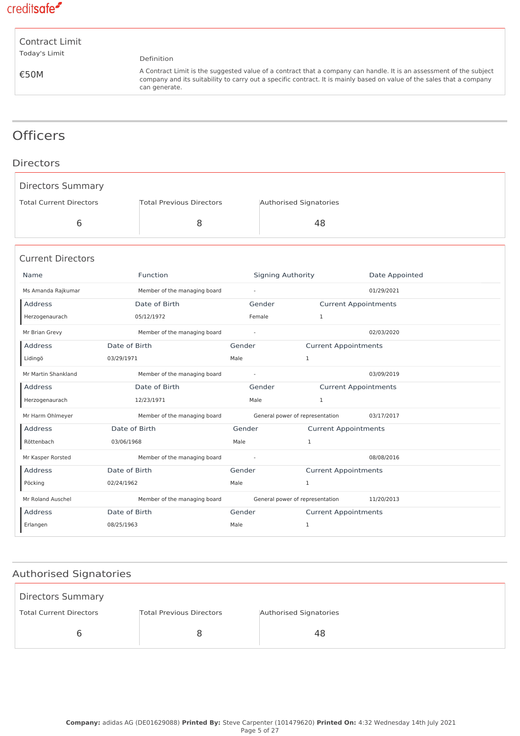### Contract Limit

Today's Limit

€50M

Definition

A Contract Limit is the suggested value of a contract that a company can handle. It is an assessment of the subject company and its suitability to carry out a specific contract. It is mainly based on value of the sales that a company can generate.

# Officers

## Directors

### Directors Summary

| Total Current Directors | Total Previous Directors | Authorised Signatories |
|---|---|---|
| 6 | 8 | 48 |

### Current Directors

| Name | Function | Signing Authority | Date Appointed |
|---|---|---|---|
| Ms Amanda Rajkumar | Member of the managing board | - | 01/29/2021 |
| Mr Brian Grevy | Member of the managing board | - | 02/03/2020 |
| Mr Martin Shankland | Member of the managing board | - | 03/09/2019 |
| Mr Harm Ohlmeyer | Member of the managing board | General power of representation | 03/17/2017 |
| Mr Kasper Rorsted | Member of the managing board | - | 08/08/2016 |
| Mr Roland Auschel | Member of the managing board | General power of representation | 11/20/2013 |

| Name | Address | Date of Birth | Gender | Current Appointments |
|---|---|---|---|---|
| Ms Amanda Rajkumar | Herzogenaurach | 05/12/1972 | Female | 1 |
| Mr Brian Grevy | Lidingö | 03/29/1971 | Male | 1 |
| Mr Martin Shankland | Herzogenaurach | 12/23/1971 | Male | 1 |
| Mr Harm Ohlmeyer | Röttenbach | 03/06/1968 | Male | 1 |
| Mr Kasper Rorsted | Pöcking | 02/24/1962 | Male | 1 |
| Mr Roland Auschel | Erlangen | 08/25/1963 | Male | 1 |

## Authorised Signatories

### Directors Summary

| Total Current Directors | Total Previous Directors | Authorised Signatories |
|---|---|---|
| 6 | 8 | 48 |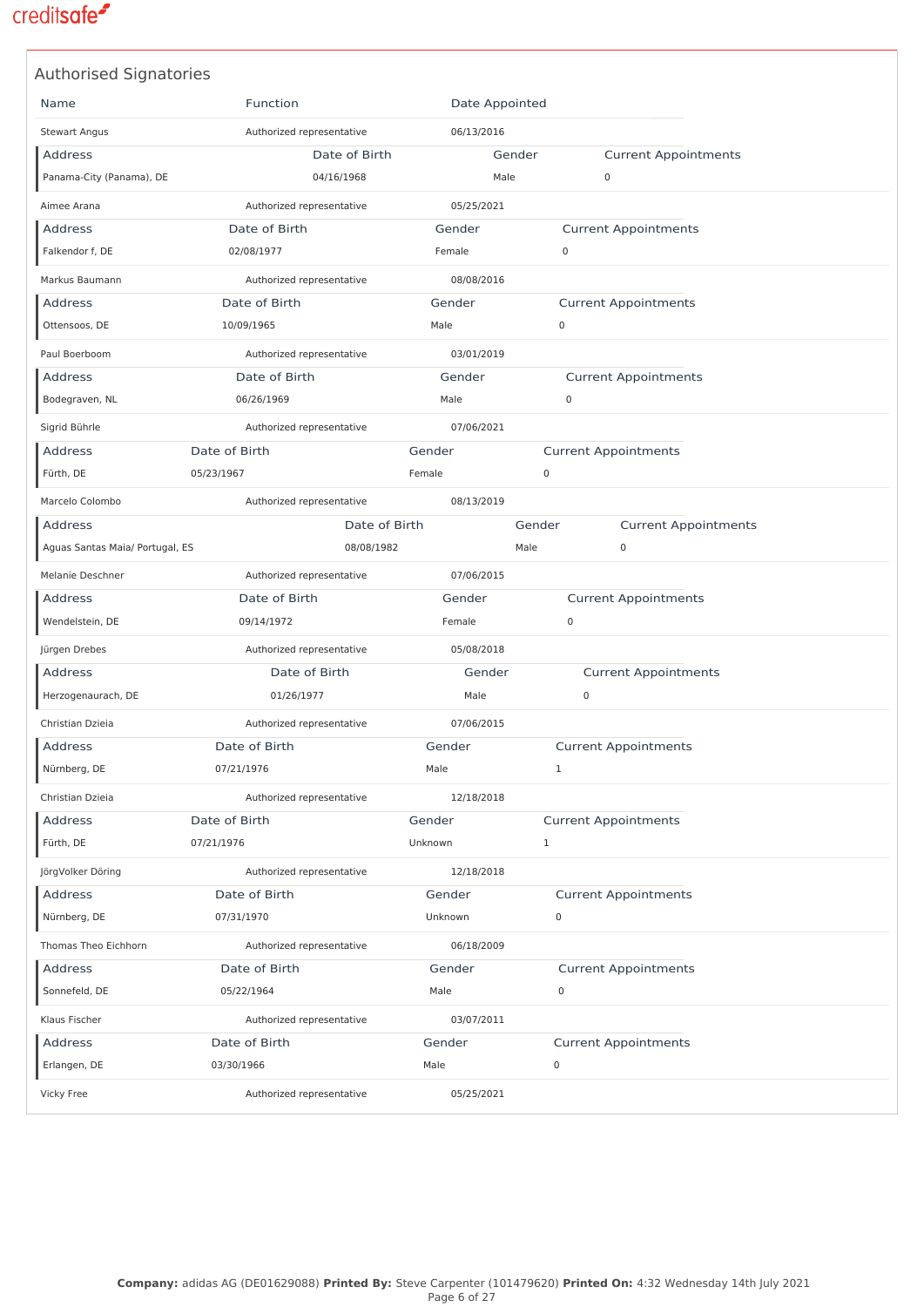## Authorised Signatories

| Name | Function | Date Appointed |
|---|---|---|
| Stewart Angus | Authorized representative | 06/13/2016 |

| Address | Date of Birth | Gender | Current Appointments |
|---|---|---|---|
| Panama-City (Panama), DE | 04/16/1968 | Male | 0 |

| Name | Function | Date Appointed |
|---|---|---|
| Aimee Arana | Authorized representative | 05/25/2021 |

| Address | Date of Birth | Gender | Current Appointments |
|---|---|---|---|
| Falkendor f, DE | 02/08/1977 | Female | 0 |

| Name | Function | Date Appointed |
|---|---|---|
| Markus Baumann | Authorized representative | 08/08/2016 |

| Address | Date of Birth | Gender | Current Appointments |
|---|---|---|---|
| Ottensoos, DE | 10/09/1965 | Male | 0 |

| Name | Function | Date Appointed |
|---|---|---|
| Paul Boerboom | Authorized representative | 03/01/2019 |

| Address | Date of Birth | Gender | Current Appointments |
|---|---|---|---|
| Bodegraven, NL | 06/26/1969 | Male | 0 |

| Name | Function | Date Appointed |
|---|---|---|
| Sigrid Bührle | Authorized representative | 07/06/2021 |

| Address | Date of Birth | Gender | Current Appointments |
|---|---|---|---|
| Fürth, DE | 05/23/1967 | Female | 0 |

| Name | Function | Date Appointed |
|---|---|---|
| Marcelo Colombo | Authorized representative | 08/13/2019 |

| Address | Date of Birth | Gender | Current Appointments |
|---|---|---|---|
| Aguas Santas Maia/ Portugal, ES | 08/08/1982 | Male | 0 |

| Name | Function | Date Appointed |
|---|---|---|
| Melanie Deschner | Authorized representative | 07/06/2015 |

| Address | Date of Birth | Gender | Current Appointments |
|---|---|---|---|
| Wendelstein, DE | 09/14/1972 | Female | 0 |

| Name | Function | Date Appointed |
|---|---|---|
| Jürgen Drebes | Authorized representative | 05/08/2018 |

| Address | Date of Birth | Gender | Current Appointments |
|---|---|---|---|
| Herzogenaurach, DE | 01/26/1977 | Male | 0 |

| Name | Function | Date Appointed |
|---|---|---|
| Christian Dzieia | Authorized representative | 07/06/2015 |

| Address | Date of Birth | Gender | Current Appointments |
|---|---|---|---|
| Nürnberg, DE | 07/21/1976 | Male | 1 |

| Name | Function | Date Appointed |
|---|---|---|
| Christian Dzieia | Authorized representative | 12/18/2018 |

| Address | Date of Birth | Gender | Current Appointments |
|---|---|---|---|
| Fürth, DE | 07/21/1976 | Unknown | 1 |

| Name | Function | Date Appointed |
|---|---|---|
| JörgVolker Döring | Authorized representative | 12/18/2018 |

| Address | Date of Birth | Gender | Current Appointments |
|---|---|---|---|
| Nürnberg, DE | 07/31/1970 | Unknown | 0 |

| Name | Function | Date Appointed |
|---|---|---|
| Thomas Theo Eichhorn | Authorized representative | 06/18/2009 |

| Address | Date of Birth | Gender | Current Appointments |
|---|---|---|---|
| Sonnefeld, DE | 05/22/1964 | Male | 0 |

| Name | Function | Date Appointed |
|---|---|---|
| Klaus Fischer | Authorized representative | 03/07/2011 |

| Address | Date of Birth | Gender | Current Appointments |
|---|---|---|---|
| Erlangen, DE | 03/30/1966 | Male | 0 |

| Name | Function | Date Appointed |
|---|---|---|
| Vicky Free | Authorized representative | 05/25/2021 |

**Company:** adidas AG (DE01629088) **Printed By:** Steve Carpenter (101479620) **Printed On:** 4:32 Wednesday 14th July 2021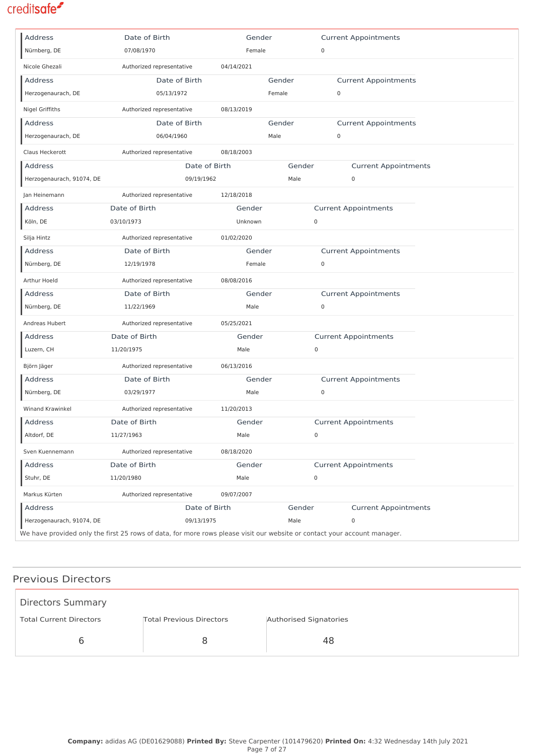| Address | Date of Birth | Gender | Current Appointments |
|---|---|---|---|
| Nürnberg, DE | 07/08/1970 | Female | 0 |

| Nicole Ghezali | Authorized representative | 04/14/2021 |
|---|---|---|

| Address | Date of Birth | Gender | Current Appointments |
|---|---|---|---|
| Herzogenaurach, DE | 05/13/1972 | Female | 0 |

| Nigel Griffiths | Authorized representative | 08/13/2019 |
|---|---|---|

| Address | Date of Birth | Gender | Current Appointments |
|---|---|---|---|
| Herzogenaurach, DE | 06/04/1960 | Male | 0 |

| Claus Heckerott | Authorized representative | 08/18/2003 |
|---|---|---|

| Address | Date of Birth | Gender | Current Appointments |
|---|---|---|---|
| Herzogenaurach, 91074, DE | 09/19/1962 | Male | 0 |

| Jan Heinemann | Authorized representative | 12/18/2018 |
|---|---|---|

| Address | Date of Birth | Gender | Current Appointments |
|---|---|---|---|
| Köln, DE | 03/10/1973 | Unknown | 0 |

| Silja Hintz | Authorized representative | 01/02/2020 |
|---|---|---|

| Address | Date of Birth | Gender | Current Appointments |
|---|---|---|---|
| Nürnberg, DE | 12/19/1978 | Female | 0 |

| Arthur Hoeld | Authorized representative | 08/08/2016 |
|---|---|---|

| Address | Date of Birth | Gender | Current Appointments |
|---|---|---|---|
| Nürnberg, DE | 11/22/1969 | Male | 0 |

| Andreas Hubert | Authorized representative | 05/25/2021 |
|---|---|---|

| Address | Date of Birth | Gender | Current Appointments |
|---|---|---|---|
| Luzern, CH | 11/20/1975 | Male | 0 |

| Björn Jäger | Authorized representative | 06/13/2016 |
|---|---|---|

| Address | Date of Birth | Gender | Current Appointments |
|---|---|---|---|
| Nürnberg, DE | 03/29/1977 | Male | 0 |

| Winand Krawinkel | Authorized representative | 11/20/2013 |
|---|---|---|

| Address | Date of Birth | Gender | Current Appointments |
|---|---|---|---|
| Altdorf, DE | 11/27/1963 | Male | 0 |

| Sven Kuennemann | Authorized representative | 08/18/2020 |
|---|---|---|

| Address | Date of Birth | Gender | Current Appointments |
|---|---|---|---|
| Stuhr, DE | 11/20/1980 | Male | 0 |

| Markus Kürten | Authorized representative | 09/07/2007 |
|---|---|---|

| Address | Date of Birth | Gender | Current Appointments |
|---|---|---|---|
| Herzogenaurach, 91074, DE | 09/13/1975 | Male | 0 |

We have provided only the first 25 rows of data, for more rows please visit our website or contact your account manager.

## Previous Directors

### Directors Summary

| Total Current Directors | Total Previous Directors | Authorised Signatories |
|---|---|---|
| 6 | 8 | 48 |

**Company:** adidas AG (DE01629088) **Printed By:** Steve Carpenter (101479620) **Printed On:** 4:32 Wednesday 14th July 2021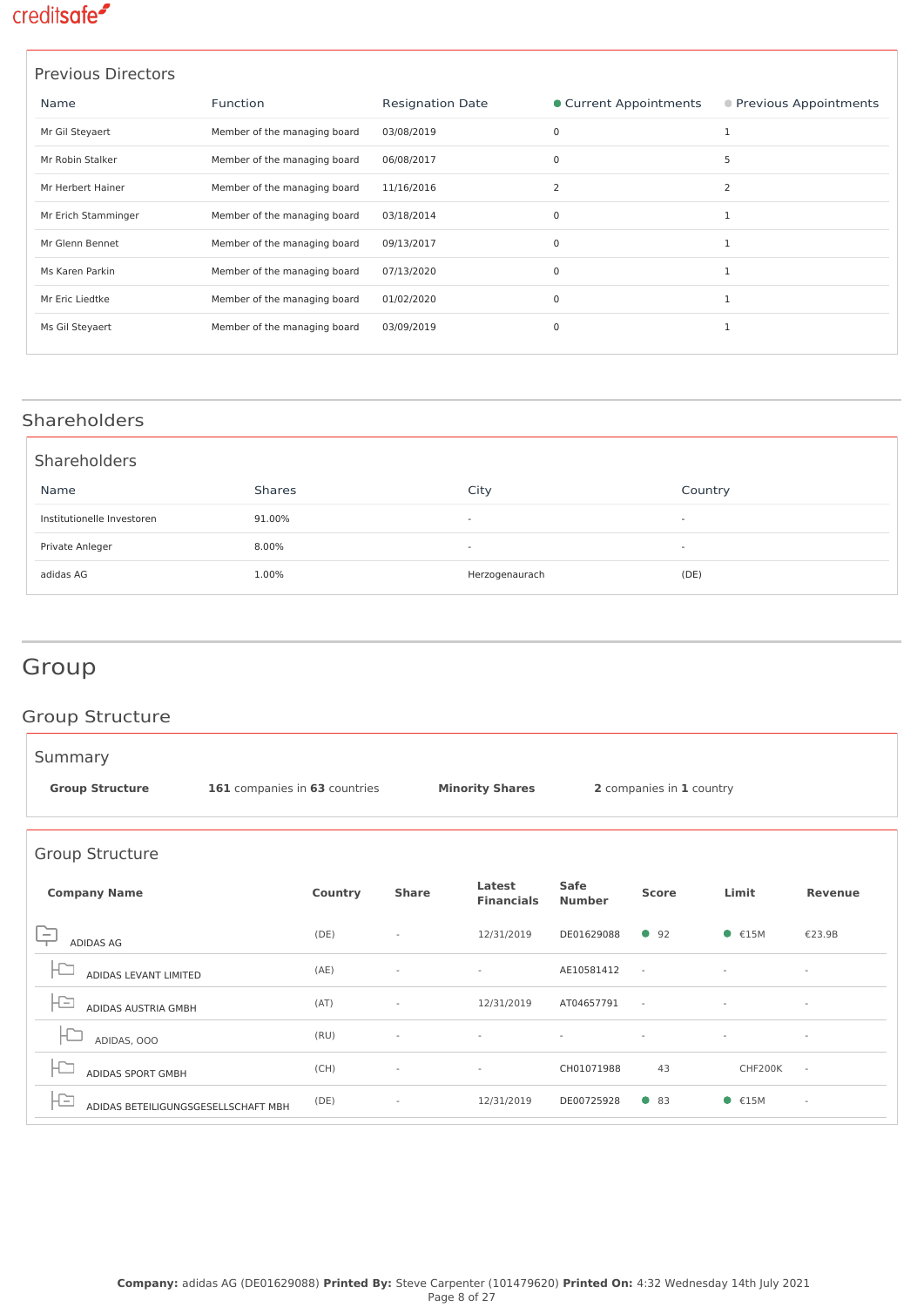### Previous Directors

| Name | Function | Resignation Date | Current Appointments | Previous Appointments |
|---|---|---|---|---|
| Mr Gil Steyaert | Member of the managing board | 03/08/2019 | 0 | 1 |
| Mr Robin Stalker | Member of the managing board | 06/08/2017 | 0 | 5 |
| Mr Herbert Hainer | Member of the managing board | 11/16/2016 | 2 | 2 |
| Mr Erich Stamminger | Member of the managing board | 03/18/2014 | 0 | 1 |
| Mr Glenn Bennet | Member of the managing board | 09/13/2017 | 0 | 1 |
| Ms Karen Parkin | Member of the managing board | 07/13/2020 | 0 | 1 |
| Mr Eric Liedtke | Member of the managing board | 01/02/2020 | 0 | 1 |
| Ms Gil Steyaert | Member of the managing board | 03/09/2019 | 0 | 1 |

## Shareholders

### Shareholders

| Name | Shares | City | Country |
|---|---|---|---|
| Institutionelle Investoren | 91.00% | - | - |
| Private Anleger | 8.00% | - | - |
| adidas AG | 1.00% | Herzogenaurach | (DE) |

# Group

## Group Structure

### Summary

**Group Structure** **161** companies in **63** countries

**Minority Shares** **2** companies in **1** country

### Group Structure

| Company Name | Country | Share | Latest Financials | Safe Number | Score | Limit | Revenue |
|---|---|---|---|---|---|---|---|
| ADIDAS AG | (DE) | - | 12/31/2019 | DE01629088 | 92 | €15M | €23.9B |
| ADIDAS LEVANT LIMITED | (AE) | - | - | AE10581412 | - | - | - |
| ADIDAS AUSTRIA GMBH | (AT) | - | 12/31/2019 | AT04657791 | - | - | - |
| ADIDAS, OOO | (RU) | - | - | - | - | - | - |
| ADIDAS SPORT GMBH | (CH) | - | - | CH01071988 | 43 | CHF200K | - |
| ADIDAS BETEILIGUNGSGESELLSCHAFT MBH | (DE) | - | 12/31/2019 | DE00725928 | 83 | €15M | - |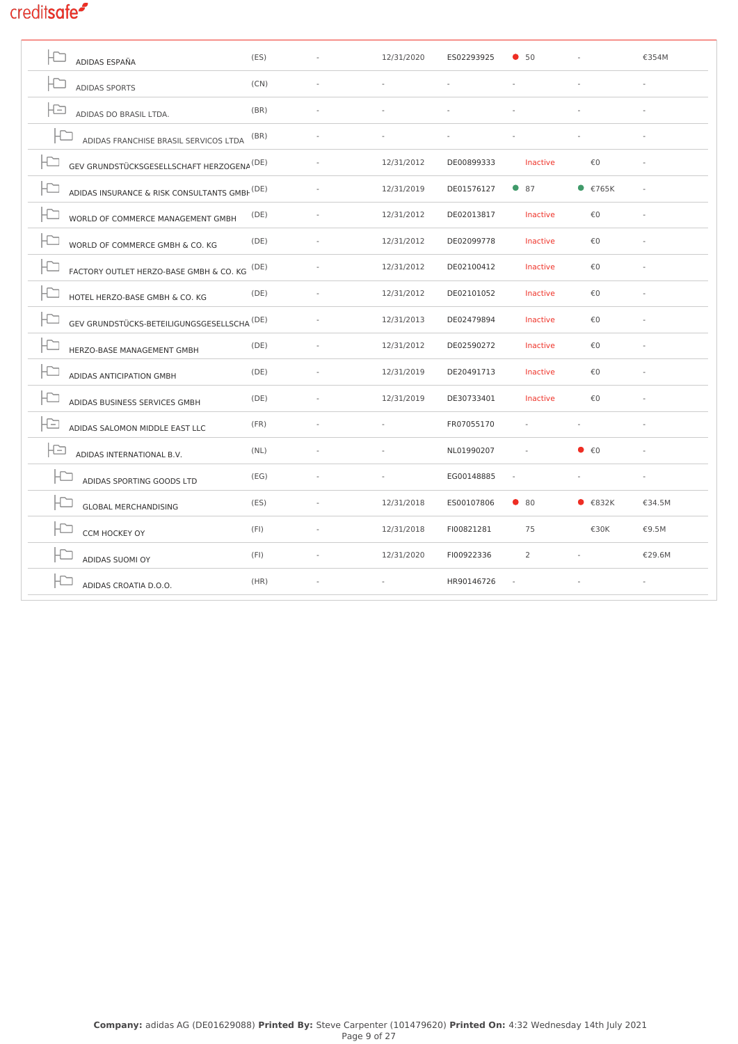| Company | Country | | Date | Company No. | Score | Limit | Turnover |
|---|---|---|---|---|---|---|---|
| ADIDAS ESPAÑA | (ES) | - | 12/31/2020 | ES02293925 | 50 | - | €354M |
| ADIDAS SPORTS | (CN) | - | - | - | - | - | - |
| ADIDAS DO BRASIL LTDA. | (BR) | - | - | - | - | - | - |
| ADIDAS FRANCHISE BRASIL SERVICOS LTDA | (BR) | - | - | - | - | - | - |
| GEV GRUNDSTÜCKSGESELLSCHAFT HERZOGENA | (DE) | - | 12/31/2012 | DE00899333 | Inactive | €0 | - |
| ADIDAS INSURANCE & RISK CONSULTANTS GMBH | (DE) | - | 12/31/2019 | DE01576127 | 87 | €765K | - |
| WORLD OF COMMERCE MANAGEMENT GMBH | (DE) | - | 12/31/2012 | DE02013817 | Inactive | €0 | - |
| WORLD OF COMMERCE GMBH & CO. KG | (DE) | - | 12/31/2012 | DE02099778 | Inactive | €0 | - |
| FACTORY OUTLET HERZO-BASE GMBH & CO. KG | (DE) | - | 12/31/2012 | DE02100412 | Inactive | €0 | - |
| HOTEL HERZO-BASE GMBH & CO. KG | (DE) | - | 12/31/2012 | DE02101052 | Inactive | €0 | - |
| GEV GRUNDSTÜCKS-BETEILIGUNGSGESELLSCHA | (DE) | - | 12/31/2013 | DE02479894 | Inactive | €0 | - |
| HERZO-BASE MANAGEMENT GMBH | (DE) | - | 12/31/2012 | DE02590272 | Inactive | €0 | - |
| ADIDAS ANTICIPATION GMBH | (DE) | - | 12/31/2019 | DE20491713 | Inactive | €0 | - |
| ADIDAS BUSINESS SERVICES GMBH | (DE) | - | 12/31/2019 | DE30733401 | Inactive | €0 | - |
| ADIDAS SALOMON MIDDLE EAST LLC | (FR) | - | - | FR07055170 | - | - | - |
| ADIDAS INTERNATIONAL B.V. | (NL) | - | - | NL01990207 | - | €0 | - |
| ADIDAS SPORTING GOODS LTD | (EG) | - | - | EG00148885 | - | - | - |
| GLOBAL MERCHANDISING | (ES) | - | 12/31/2018 | ES00107806 | 80 | €832K | €34.5M |
| CCM HOCKEY OY | (FI) | - | 12/31/2018 | FI00821281 | 75 | €30K | €9.5M |
| ADIDAS SUOMI OY | (FI) | - | 12/31/2020 | FI00922336 | 2 | - | €29.6M |
| ADIDAS CROATIA D.O.O. | (HR) | - | - | HR90146726 | - | - | - |

**Company:** adidas AG (DE01629088) **Printed By:** Steve Carpenter (101479620) **Printed On:** 4:32 Wednesday 14th July 2021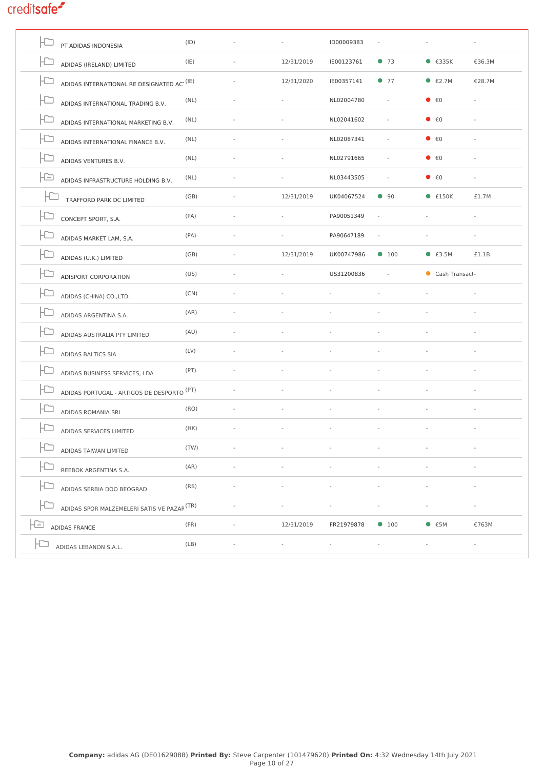| Company | Country | | Latest Accounts | Reg No. | Score | Limit | Turnover |
|---|---|---|---|---|---|---|---|
| PT ADIDAS INDONESIA | (ID) | - | - | ID00009383 | - | - | - |
| ADIDAS (IRELAND) LIMITED | (IE) | - | 12/31/2019 | IE00123761 | 73 | €335K | €36.3M |
| ADIDAS INTERNATIONAL RE DESIGNATED AC' | (IE) | - | 12/31/2020 | IE00357141 | 77 | €2.7M | €28.7M |
| ADIDAS INTERNATIONAL TRADING B.V. | (NL) | - | - | NL02004780 | - | €0 | - |
| ADIDAS INTERNATIONAL MARKETING B.V. | (NL) | - | - | NL02041602 | - | €0 | - |
| ADIDAS INTERNATIONAL FINANCE B.V. | (NL) | - | - | NL02087341 | - | €0 | - |
| ADIDAS VENTURES B.V. | (NL) | - | - | NL02791665 | - | €0 | - |
| ADIDAS INFRASTRUCTURE HOLDING B.V. | (NL) | - | - | NL03443505 | - | €0 | - |
| TRAFFORD PARK DC LIMITED | (GB) | - | 12/31/2019 | UK04067524 | 90 | £150K | £1.7M |
| CONCEPT SPORT, S.A. | (PA) | - | - | PA90051349 | - | - | - |
| ADIDAS MARKET LAM, S.A. | (PA) | - | - | PA90647189 | - | - | - |
| ADIDAS (U.K.) LIMITED | (GB) | - | 12/31/2019 | UK00747986 | 100 | £3.5M | £1.1B |
| ADISPORT CORPORATION | (US) | - | - | US31200836 | - | Cash Transact | - |
| ADIDAS (CHINA) CO.,LTD. | (CN) | - | - | - | - | - | - |
| ADIDAS ARGENTINA S.A. | (AR) | - | - | - | - | - | - |
| ADIDAS AUSTRALIA PTY LIMITED | (AU) | - | - | - | - | - | - |
| ADIDAS BALTICS SIA | (LV) | - | - | - | - | - | - |
| ADIDAS BUSINESS SERVICES, LDA | (PT) | - | - | - | - | - | - |
| ADIDAS PORTUGAL - ARTIGOS DE DESPORTO | (PT) | - | - | - | - | - | - |
| ADIDAS ROMANIA SRL | (RO) | - | - | - | - | - | - |
| ADIDAS SERVICES LIMITED | (HK) | - | - | - | - | - | - |
| ADIDAS TAIWAN LIMITED | (TW) | - | - | - | - | - | - |
| REEBOK ARGENTINA S.A. | (AR) | - | - | - | - | - | - |
| ADIDAS SERBIA DOO BEOGRAD | (RS) | - | - | - | - | - | - |
| ADIDAS SPOR MALZEMELERI SATIS VE PAZAR | (TR) | - | - | - | - | - | - |
| ADIDAS FRANCE | (FR) | - | 12/31/2019 | FR21979878 | 100 | €5M | €763M |
| ADIDAS LEBANON S.A.L. | (LB) | - | - | - | - | - | - |

**Company:** adidas AG (DE01629088) **Printed By:** Steve Carpenter (101479620) **Printed On:** 4:32 Wednesday 14th July 2021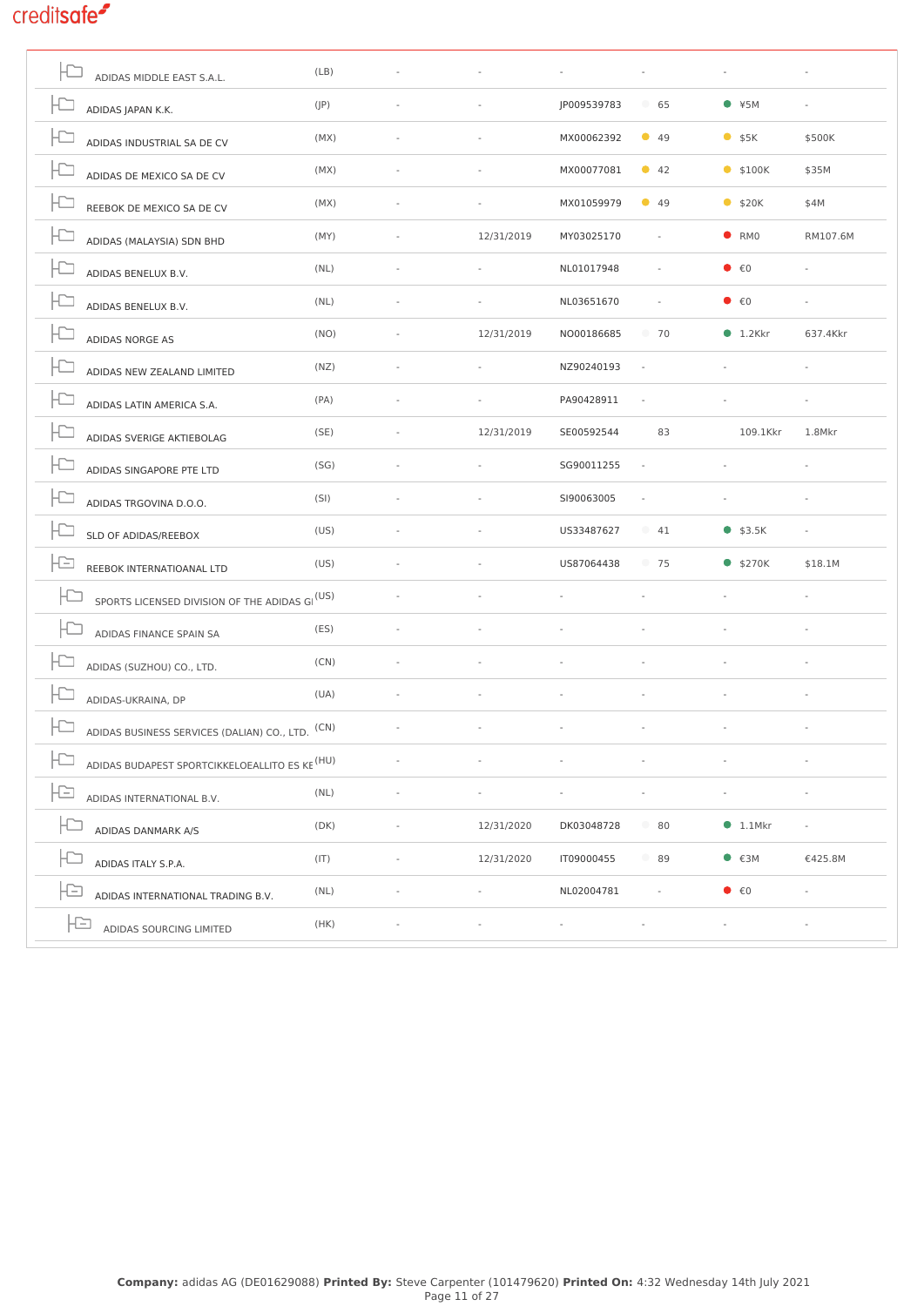| Company | Country | | Date | Reg. No. | Score | Limit | Value |
|---|---|---|---|---|---|---|---|
| ADIDAS MIDDLE EAST S.A.L. | (LB) | - | - | - | - | - | - |
| ADIDAS JAPAN K.K. | (JP) | - | - | JP009539783 | 65 | ¥5M | - |
| ADIDAS INDUSTRIAL SA DE CV | (MX) | - | - | MX00062392 | 49 | $5K | $500K |
| ADIDAS DE MEXICO SA DE CV | (MX) | - | - | MX00077081 | 42 | $100K | $35M |
| REEBOK DE MEXICO SA DE CV | (MX) | - | - | MX01059979 | 49 | $20K | $4M |
| ADIDAS (MALAYSIA) SDN BHD | (MY) | - | 12/31/2019 | MY03025170 | - | RM0 | RM107.6M |
| ADIDAS BENELUX B.V. | (NL) | - | - | NL01017948 | - | €0 | - |
| ADIDAS BENELUX B.V. | (NL) | - | - | NL03651670 | - | €0 | - |
| ADIDAS NORGE AS | (NO) | - | 12/31/2019 | NO00186685 | 70 | 1.2Kkr | 637.4Kkr |
| ADIDAS NEW ZEALAND LIMITED | (NZ) | - | - | NZ90240193 | - | - | - |
| ADIDAS LATIN AMERICA S.A. | (PA) | - | - | PA90428911 | - | - | - |
| ADIDAS SVERIGE AKTIEBOLAG | (SE) | - | 12/31/2019 | SE00592544 | 83 | 109.1Kkr | 1.8Mkr |
| ADIDAS SINGAPORE PTE LTD | (SG) | - | - | SG90011255 | - | - | - |
| ADIDAS TRGOVINA D.O.O. | (SI) | - | - | SI90063005 | - | - | - |
| SLD OF ADIDAS/REEBOX | (US) | - | - | US33487627 | 41 | $3.5K | - |
| REEBOK INTERNATIOANAL LTD | (US) | - | - | US87064438 | 75 | $270K | $18.1M |
| SPORTS LICENSED DIVISION OF THE ADIDAS GI | (US) | - | - | - | - | - | - |
| ADIDAS FINANCE SPAIN SA | (ES) | - | - | - | - | - | - |
| ADIDAS (SUZHOU) CO., LTD. | (CN) | - | - | - | - | - | - |
| ADIDAS-UKRAINA, DP | (UA) | - | - | - | - | - | - |
| ADIDAS BUSINESS SERVICES (DALIAN) CO., LTD. | (CN) | - | - | - | - | - | - |
| ADIDAS BUDAPEST SPORTCIKKELOEALLITO ES KE | (HU) | - | - | - | - | - | - |
| ADIDAS INTERNATIONAL B.V. | (NL) | - | - | - | - | - | - |
| ADIDAS DANMARK A/S | (DK) | - | 12/31/2020 | DK03048728 | 80 | 1.1Mkr | - |
| ADIDAS ITALY S.P.A. | (IT) | - | 12/31/2020 | IT09000455 | 89 | €3M | €425.8M |
| ADIDAS INTERNATIONAL TRADING B.V. | (NL) | - | - | NL02004781 | - | €0 | - |
| ADIDAS SOURCING LIMITED | (HK) | - | - | - | - | - | - |

**Company:** adidas AG (DE01629088) **Printed By:** Steve Carpenter (101479620) **Printed On:** 4:32 Wednesday 14th July 2021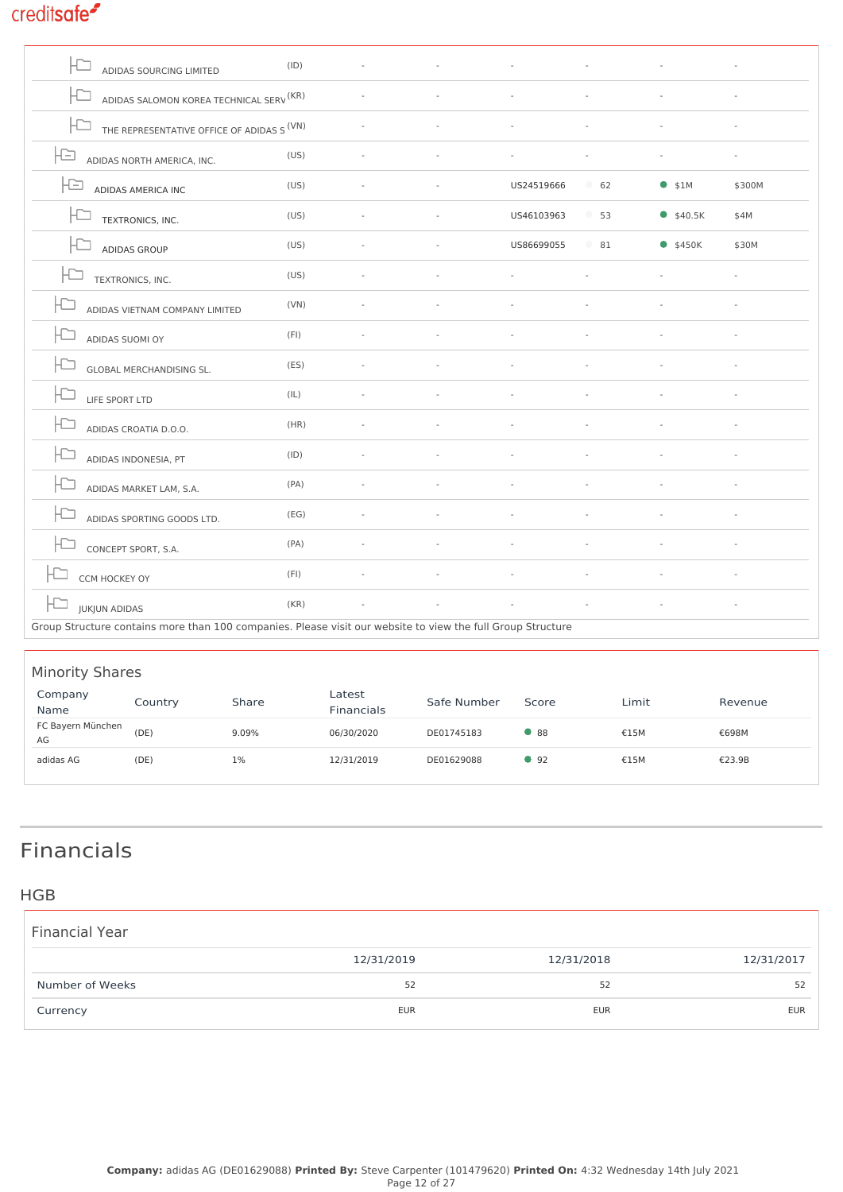| Company Name | Country | | | Safe Number | Score | Limit | Revenue |
|---|---|---|---|---|---|---|---|
| ADIDAS SOURCING LIMITED | (ID) | - | - | - | - | - | - |
| ADIDAS SALOMON KOREA TECHNICAL SERV | (KR) | - | - | - | - | - | - |
| THE REPRESENTATIVE OFFICE OF ADIDAS S | (VN) | - | - | - | - | - | - |
| ADIDAS NORTH AMERICA, INC. | (US) | - | - | - | - | - | - |
| ADIDAS AMERICA INC | (US) | - | - | US24519666 | 62 | $1M | $300M |
| TEXTRONICS, INC. | (US) | - | - | US46103963 | 53 | $40.5K | $4M |
| ADIDAS GROUP | (US) | - | - | US86699055 | 81 | $450K | $30M |
| TEXTRONICS, INC. | (US) | - | - | - | - | - | - |
| ADIDAS VIETNAM COMPANY LIMITED | (VN) | - | - | - | - | - | - |
| ADIDAS SUOMI OY | (FI) | - | - | - | - | - | - |
| GLOBAL MERCHANDISING SL. | (ES) | - | - | - | - | - | - |
| LIFE SPORT LTD | (IL) | - | - | - | - | - | - |
| ADIDAS CROATIA D.O.O. | (HR) | - | - | - | - | - | - |
| ADIDAS INDONESIA, PT | (ID) | - | - | - | - | - | - |
| ADIDAS MARKET LAM, S.A. | (PA) | - | - | - | - | - | - |
| ADIDAS SPORTING GOODS LTD. | (EG) | - | - | - | - | - | - |
| CONCEPT SPORT, S.A. | (PA) | - | - | - | - | - | - |
| CCM HOCKEY OY | (FI) | - | - | - | - | - | - |
| JUKJUN ADIDAS | (KR) | - | - | - | - | - | - |

Group Structure contains more than 100 companies. Please visit our website to view the full Group Structure

## Minority Shares

| Company Name | Country | Share | Latest Financials | Safe Number | Score | Limit | Revenue |
|---|---|---|---|---|---|---|---|
| FC Bayern München AG | (DE) | 9.09% | 06/30/2020 | DE01745183 | 88 | €15M | €698M |
| adidas AG | (DE) | 1% | 12/31/2019 | DE01629088 | 92 | €15M | €23.9B |

# Financials

## HGB

### Financial Year

| | 12/31/2019 | 12/31/2018 | 12/31/2017 |
|---|---|---|---|
| Number of Weeks | 52 | 52 | 52 |
| Currency | EUR | EUR | EUR |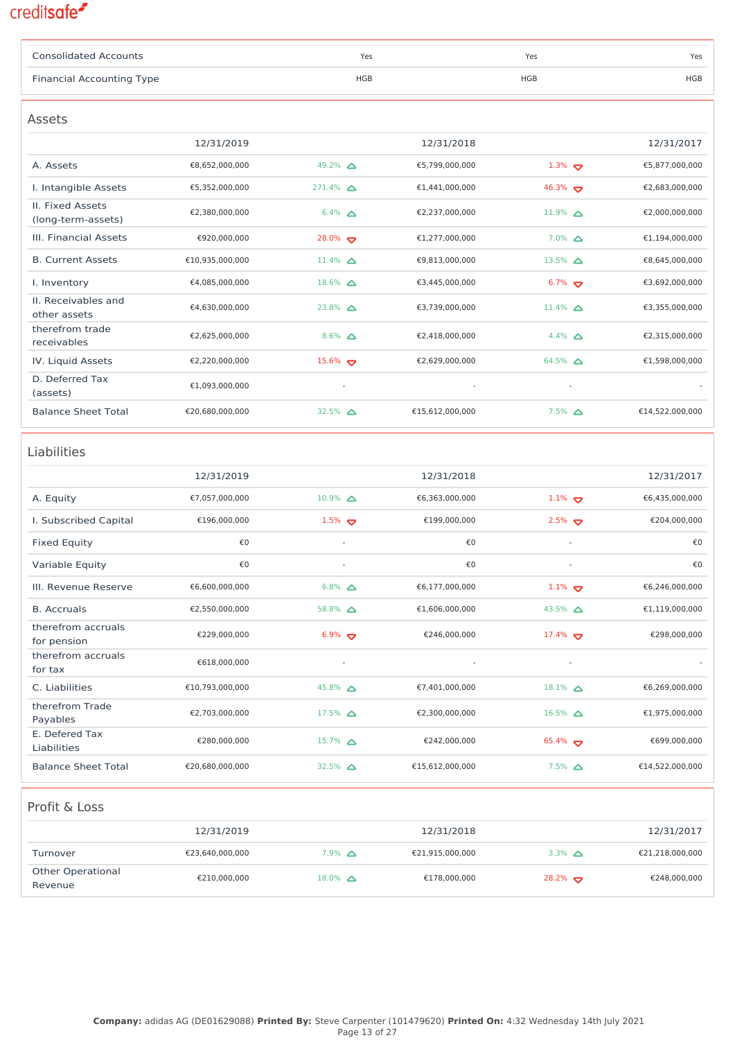| Consolidated Accounts | Yes | Yes | Yes |
|---|---|---|---|
| Financial Accounting Type | HGB | HGB | HGB |

## Assets

| | 12/31/2019 | | 12/31/2018 | | 12/31/2017 |
|---|---|---|---|---|---|
| A. Assets | €8,652,000,000 | 49.2% ▲ | €5,799,000,000 | 1.3% ▼ | €5,877,000,000 |
| I. Intangible Assets | €5,352,000,000 | 271.4% ▲ | €1,441,000,000 | 46.3% ▼ | €2,683,000,000 |
| II. Fixed Assets (long-term-assets) | €2,380,000,000 | 6.4% ▲ | €2,237,000,000 | 11.9% ▲ | €2,000,000,000 |
| III. Financial Assets | €920,000,000 | 28.0% ▼ | €1,277,000,000 | 7.0% ▲ | €1,194,000,000 |
| B. Current Assets | €10,935,000,000 | 11.4% ▲ | €9,813,000,000 | 13.5% ▲ | €8,645,000,000 |
| I. Inventory | €4,085,000,000 | 18.6% ▲ | €3,445,000,000 | 6.7% ▼ | €3,692,000,000 |
| II. Receivables and other assets | €4,630,000,000 | 23.8% ▲ | €3,739,000,000 | 11.4% ▲ | €3,355,000,000 |
| therefrom trade receivables | €2,625,000,000 | 8.6% ▲ | €2,418,000,000 | 4.4% ▲ | €2,315,000,000 |
| IV. Liquid Assets | €2,220,000,000 | 15.6% ▼ | €2,629,000,000 | 64.5% ▲ | €1,598,000,000 |
| D. Deferred Tax (assets) | €1,093,000,000 | - | - | - | - |
| Balance Sheet Total | €20,680,000,000 | 32.5% ▲ | €15,612,000,000 | 7.5% ▲ | €14,522,000,000 |

## Liabilities

| | 12/31/2019 | | 12/31/2018 | | 12/31/2017 |
|---|---|---|---|---|---|
| A. Equity | €7,057,000,000 | 10.9% ▲ | €6,363,000,000 | 1.1% ▼ | €6,435,000,000 |
| I. Subscribed Capital | €196,000,000 | 1.5% ▼ | €199,000,000 | 2.5% ▼ | €204,000,000 |
| Fixed Equity | €0 | - | €0 | - | €0 |
| Variable Equity | €0 | - | €0 | - | €0 |
| III. Revenue Reserve | €6,600,000,000 | 6.8% ▲ | €6,177,000,000 | 1.1% ▼ | €6,246,000,000 |
| B. Accruals | €2,550,000,000 | 58.8% ▲ | €1,606,000,000 | 43.5% ▲ | €1,119,000,000 |
| therefrom accruals for pension | €229,000,000 | 6.9% ▼ | €246,000,000 | 17.4% ▼ | €298,000,000 |
| therefrom accruals for tax | €618,000,000 | - | - | - | - |
| C. Liabilities | €10,793,000,000 | 45.8% ▲ | €7,401,000,000 | 18.1% ▲ | €6,269,000,000 |
| therefrom Trade Payables | €2,703,000,000 | 17.5% ▲ | €2,300,000,000 | 16.5% ▲ | €1,975,000,000 |
| E. Defered Tax Liabilities | €280,000,000 | 15.7% ▲ | €242,000,000 | 65.4% ▼ | €699,000,000 |
| Balance Sheet Total | €20,680,000,000 | 32.5% ▲ | €15,612,000,000 | 7.5% ▲ | €14,522,000,000 |

## Profit & Loss

| | 12/31/2019 | | 12/31/2018 | | 12/31/2017 |
|---|---|---|---|---|---|
| Turnover | €23,640,000,000 | 7.9% ▲ | €21,915,000,000 | 3.3% ▲ | €21,218,000,000 |
| Other Operational Revenue | €210,000,000 | 18.0% ▲ | €178,000,000 | 28.2% ▼ | €248,000,000 |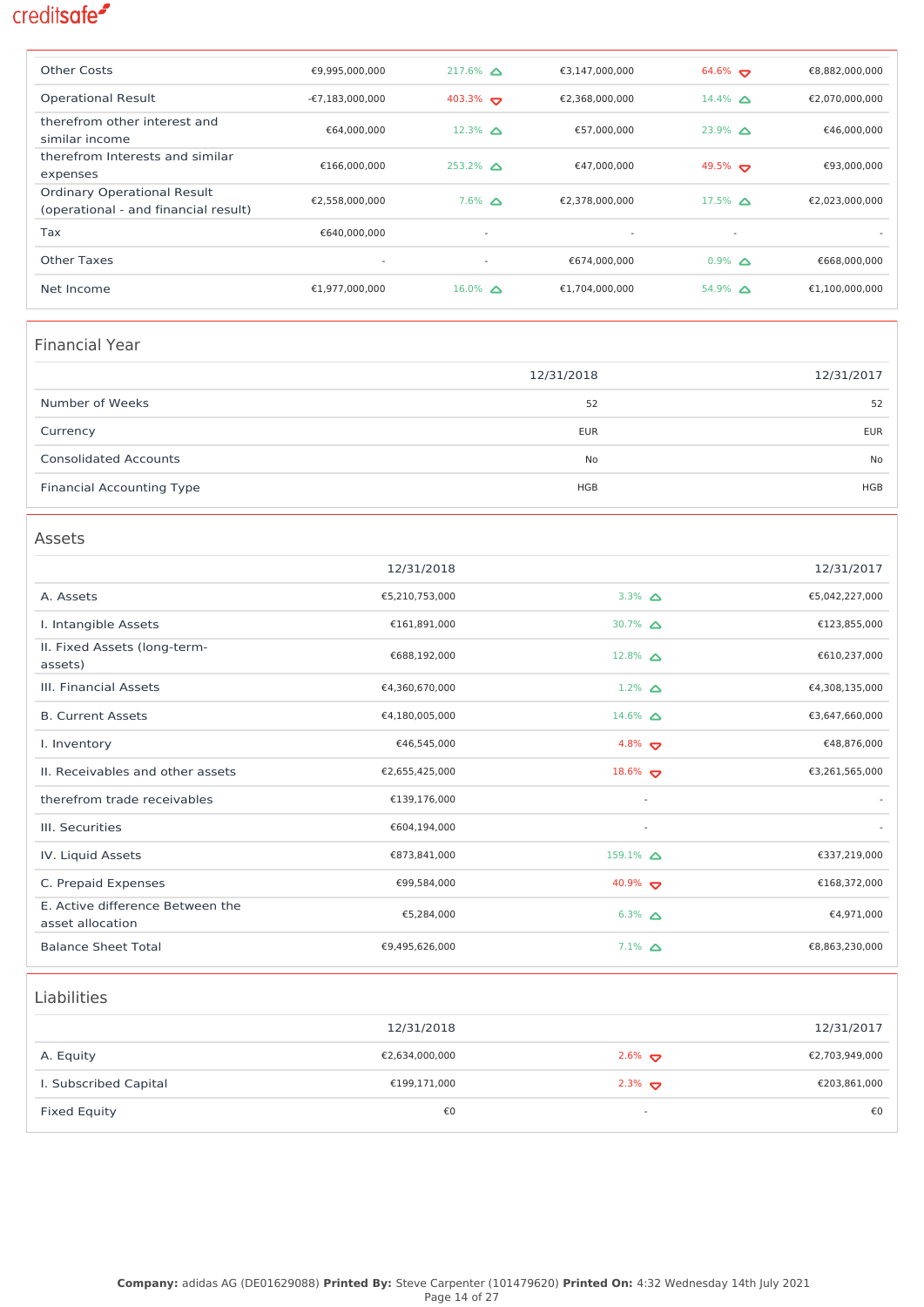| | | | | | |
|---|---|---|---|---|---|
| Other Costs | €9,995,000,000 | 217.6% ▲ | €3,147,000,000 | 64.6% ▼ | €8,882,000,000 |
| Operational Result | -€7,183,000,000 | 403.3% ▼ | €2,368,000,000 | 14.4% ▲ | €2,070,000,000 |
| therefrom other interest and similar income | €64,000,000 | 12.3% ▲ | €57,000,000 | 23.9% ▲ | €46,000,000 |
| therefrom Interests and similar expenses | €166,000,000 | 253.2% ▲ | €47,000,000 | 49.5% ▼ | €93,000,000 |
| Ordinary Operational Result (operational - and financial result) | €2,558,000,000 | 7.6% ▲ | €2,378,000,000 | 17.5% ▲ | €2,023,000,000 |
| Tax | €640,000,000 | - | - | - | - |
| Other Taxes | - | - | €674,000,000 | 0.9% ▲ | €668,000,000 |
| Net Income | €1,977,000,000 | 16.0% ▲ | €1,704,000,000 | 54.9% ▲ | €1,100,000,000 |

## Financial Year

| | 12/31/2018 | 12/31/2017 |
|---|---|---|
| Number of Weeks | 52 | 52 |
| Currency | EUR | EUR |
| Consolidated Accounts | No | No |
| Financial Accounting Type | HGB | HGB |

## Assets

| | 12/31/2018 | | 12/31/2017 |
|---|---|---|---|
| A. Assets | €5,210,753,000 | 3.3% ▲ | €5,042,227,000 |
| I. Intangible Assets | €161,891,000 | 30.7% ▲ | €123,855,000 |
| II. Fixed Assets (long-term-assets) | €688,192,000 | 12.8% ▲ | €610,237,000 |
| III. Financial Assets | €4,360,670,000 | 1.2% ▲ | €4,308,135,000 |
| B. Current Assets | €4,180,005,000 | 14.6% ▲ | €3,647,660,000 |
| I. Inventory | €46,545,000 | 4.8% ▼ | €48,876,000 |
| II. Receivables and other assets | €2,655,425,000 | 18.6% ▼ | €3,261,565,000 |
| therefrom trade receivables | €139,176,000 | - | - |
| III. Securities | €604,194,000 | - | - |
| IV. Liquid Assets | €873,841,000 | 159.1% ▲ | €337,219,000 |
| C. Prepaid Expenses | €99,584,000 | 40.9% ▼ | €168,372,000 |
| E. Active difference Between the asset allocation | €5,284,000 | 6.3% ▲ | €4,971,000 |
| Balance Sheet Total | €9,495,626,000 | 7.1% ▲ | €8,863,230,000 |

## Liabilities

| | 12/31/2018 | | 12/31/2017 |
|---|---|---|---|
| A. Equity | €2,634,000,000 | 2.6% ▼ | €2,703,949,000 |
| I. Subscribed Capital | €199,171,000 | 2.3% ▼ | €203,861,000 |
| Fixed Equity | €0 | - | €0 |

**Company:** adidas AG (DE01629088) **Printed By:** Steve Carpenter (101479620) **Printed On:** 4:32 Wednesday 14th July 2021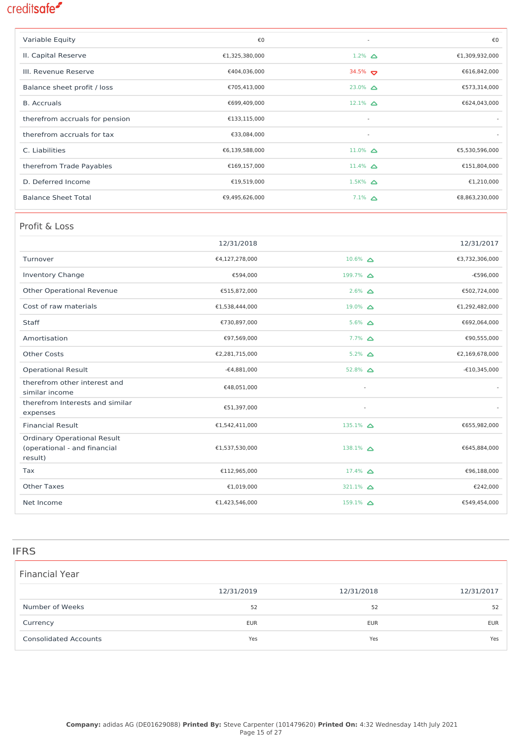| | | | |
|---|---|---|---|
| Variable Equity | €0 | - | €0 |
| II. Capital Reserve | €1,325,380,000 | 1.2% | €1,309,932,000 |
| III. Revenue Reserve | €404,036,000 | 34.5% | €616,842,000 |
| Balance sheet profit / loss | €705,413,000 | 23.0% | €573,314,000 |
| B. Accruals | €699,409,000 | 12.1% | €624,043,000 |
| therefrom accruals for pension | €133,115,000 | - | - |
| therefrom accruals for tax | €33,084,000 | - | - |
| C. Liabilities | €6,139,588,000 | 11.0% | €5,530,596,000 |
| therefrom Trade Payables | €169,157,000 | 11.4% | €151,804,000 |
| D. Deferred Income | €19,519,000 | 1.5K% | €1,210,000 |
| Balance Sheet Total | €9,495,626,000 | 7.1% | €8,863,230,000 |

## Profit & Loss

| | 12/31/2018 | | 12/31/2017 |
|---|---|---|---|
| Turnover | €4,127,278,000 | 10.6% | €3,732,306,000 |
| Inventory Change | €594,000 | 199.7% | -€596,000 |
| Other Operational Revenue | €515,872,000 | 2.6% | €502,724,000 |
| Cost of raw materials | €1,538,444,000 | 19.0% | €1,292,482,000 |
| Staff | €730,897,000 | 5.6% | €692,064,000 |
| Amortisation | €97,569,000 | 7.7% | €90,555,000 |
| Other Costs | €2,281,715,000 | 5.2% | €2,169,678,000 |
| Operational Result | -€4,881,000 | 52.8% | -€10,345,000 |
| therefrom other interest and similar income | €48,051,000 | - | - |
| therefrom Interests and similar expenses | €51,397,000 | - | - |
| Financial Result | €1,542,411,000 | 135.1% | €655,982,000 |
| Ordinary Operational Result (operational - and financial result) | €1,537,530,000 | 138.1% | €645,884,000 |
| Tax | €112,965,000 | 17.4% | €96,188,000 |
| Other Taxes | €1,019,000 | 321.1% | €242,000 |
| Net Income | €1,423,546,000 | 159.1% | €549,454,000 |

# IFRS

## Financial Year

| | 12/31/2019 | 12/31/2018 | 12/31/2017 |
|---|---|---|---|
| Number of Weeks | 52 | 52 | 52 |
| Currency | EUR | EUR | EUR |
| Consolidated Accounts | Yes | Yes | Yes |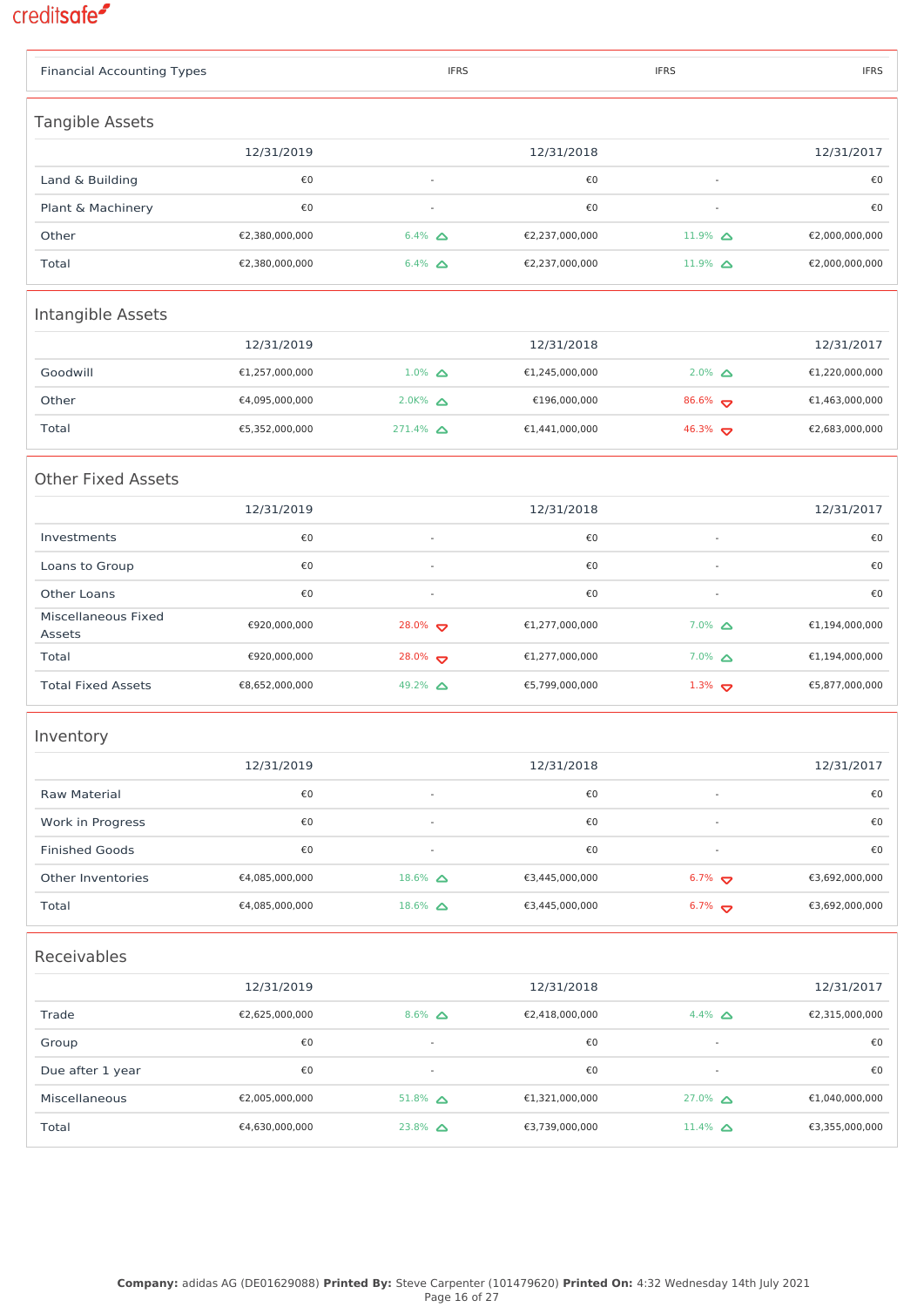| Financial Accounting Types | IFRS | IFRS | IFRS |
|---|---|---|---|

## Tangible Assets

| | 12/31/2019 | | 12/31/2018 | | 12/31/2017 |
|---|---|---|---|---|---|
| Land & Building | €0 | - | €0 | - | €0 |
| Plant & Machinery | €0 | - | €0 | - | €0 |
| Other | €2,380,000,000 | 6.4% ▲ | €2,237,000,000 | 11.9% ▲ | €2,000,000,000 |
| Total | €2,380,000,000 | 6.4% ▲ | €2,237,000,000 | 11.9% ▲ | €2,000,000,000 |

## Intangible Assets

| | 12/31/2019 | | 12/31/2018 | | 12/31/2017 |
|---|---|---|---|---|---|
| Goodwill | €1,257,000,000 | 1.0% ▲ | €1,245,000,000 | 2.0% ▲ | €1,220,000,000 |
| Other | €4,095,000,000 | 2.0K% ▲ | €196,000,000 | 86.6% ▼ | €1,463,000,000 |
| Total | €5,352,000,000 | 271.4% ▲ | €1,441,000,000 | 46.3% ▼ | €2,683,000,000 |

## Other Fixed Assets

| | 12/31/2019 | | 12/31/2018 | | 12/31/2017 |
|---|---|---|---|---|---|
| Investments | €0 | - | €0 | - | €0 |
| Loans to Group | €0 | - | €0 | - | €0 |
| Other Loans | €0 | - | €0 | - | €0 |
| Miscellaneous Fixed Assets | €920,000,000 | 28.0% ▼ | €1,277,000,000 | 7.0% ▲ | €1,194,000,000 |
| Total | €920,000,000 | 28.0% ▼ | €1,277,000,000 | 7.0% ▲ | €1,194,000,000 |
| Total Fixed Assets | €8,652,000,000 | 49.2% ▲ | €5,799,000,000 | 1.3% ▼ | €5,877,000,000 |

## Inventory

| | 12/31/2019 | | 12/31/2018 | | 12/31/2017 |
|---|---|---|---|---|---|
| Raw Material | €0 | - | €0 | - | €0 |
| Work in Progress | €0 | - | €0 | - | €0 |
| Finished Goods | €0 | - | €0 | - | €0 |
| Other Inventories | €4,085,000,000 | 18.6% ▲ | €3,445,000,000 | 6.7% ▼ | €3,692,000,000 |
| Total | €4,085,000,000 | 18.6% ▲ | €3,445,000,000 | 6.7% ▼ | €3,692,000,000 |

## Receivables

| | 12/31/2019 | | 12/31/2018 | | 12/31/2017 |
|---|---|---|---|---|---|
| Trade | €2,625,000,000 | 8.6% ▲ | €2,418,000,000 | 4.4% ▲ | €2,315,000,000 |
| Group | €0 | - | €0 | - | €0 |
| Due after 1 year | €0 | - | €0 | - | €0 |
| Miscellaneous | €2,005,000,000 | 51.8% ▲ | €1,321,000,000 | 27.0% ▲ | €1,040,000,000 |
| Total | €4,630,000,000 | 23.8% ▲ | €3,739,000,000 | 11.4% ▲ | €3,355,000,000 |

**Company:** adidas AG (DE01629088) **Printed By:** Steve Carpenter (101479620) **Printed On:** 4:32 Wednesday 14th July 2021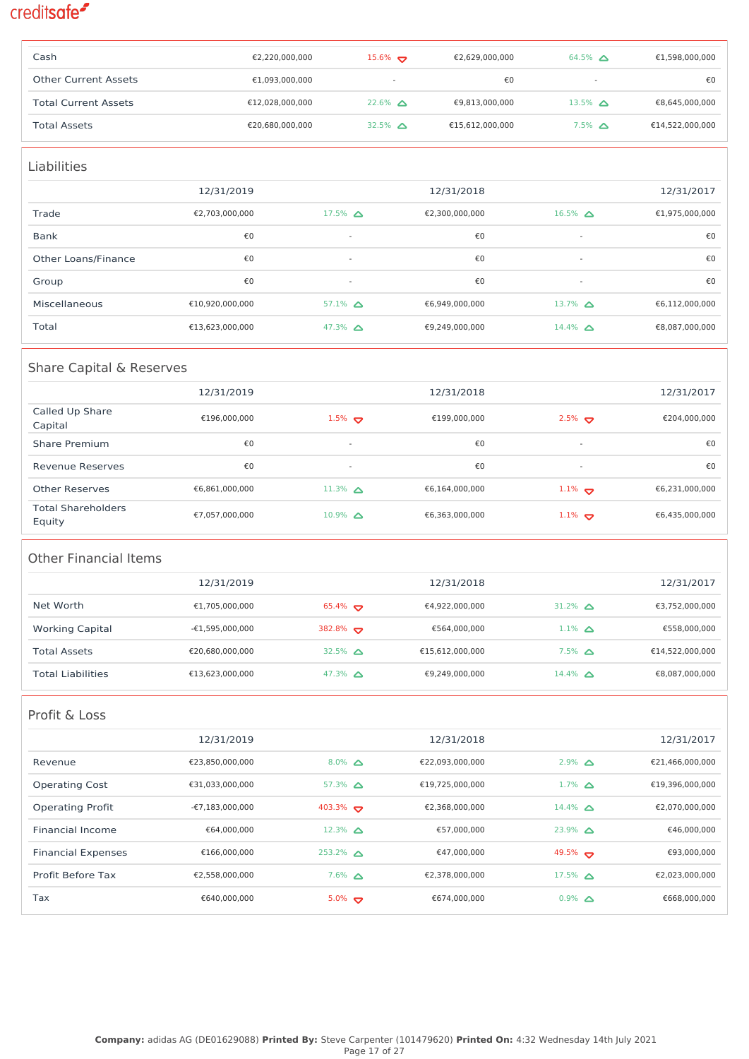| | | | | | |
|---|---|---|---|---|---|
| Cash | €2,220,000,000 | 15.6% ▽ | €2,629,000,000 | 64.5% △ | €1,598,000,000 |
| Other Current Assets | €1,093,000,000 | - | €0 | - | €0 |
| Total Current Assets | €12,028,000,000 | 22.6% △ | €9,813,000,000 | 13.5% △ | €8,645,000,000 |
| Total Assets | €20,680,000,000 | 32.5% △ | €15,612,000,000 | 7.5% △ | €14,522,000,000 |

## Liabilities

| | 12/31/2019 | | 12/31/2018 | | 12/31/2017 |
|---|---|---|---|---|---|
| Trade | €2,703,000,000 | 17.5% △ | €2,300,000,000 | 16.5% △ | €1,975,000,000 |
| Bank | €0 | - | €0 | - | €0 |
| Other Loans/Finance | €0 | - | €0 | - | €0 |
| Group | €0 | - | €0 | - | €0 |
| Miscellaneous | €10,920,000,000 | 57.1% △ | €6,949,000,000 | 13.7% △ | €6,112,000,000 |
| Total | €13,623,000,000 | 47.3% △ | €9,249,000,000 | 14.4% △ | €8,087,000,000 |

## Share Capital & Reserves

| | 12/31/2019 | | 12/31/2018 | | 12/31/2017 |
|---|---|---|---|---|---|
| Called Up Share Capital | €196,000,000 | 1.5% ▽ | €199,000,000 | 2.5% ▽ | €204,000,000 |
| Share Premium | €0 | - | €0 | - | €0 |
| Revenue Reserves | €0 | - | €0 | - | €0 |
| Other Reserves | €6,861,000,000 | 11.3% △ | €6,164,000,000 | 1.1% ▽ | €6,231,000,000 |
| Total Shareholders Equity | €7,057,000,000 | 10.9% △ | €6,363,000,000 | 1.1% ▽ | €6,435,000,000 |

## Other Financial Items

| | 12/31/2019 | | 12/31/2018 | | 12/31/2017 |
|---|---|---|---|---|---|
| Net Worth | €1,705,000,000 | 65.4% ▽ | €4,922,000,000 | 31.2% △ | €3,752,000,000 |
| Working Capital | -€1,595,000,000 | 382.8% ▽ | €564,000,000 | 1.1% △ | €558,000,000 |
| Total Assets | €20,680,000,000 | 32.5% △ | €15,612,000,000 | 7.5% △ | €14,522,000,000 |
| Total Liabilities | €13,623,000,000 | 47.3% △ | €9,249,000,000 | 14.4% △ | €8,087,000,000 |

## Profit & Loss

| | 12/31/2019 | | 12/31/2018 | | 12/31/2017 |
|---|---|---|---|---|---|
| Revenue | €23,850,000,000 | 8.0% △ | €22,093,000,000 | 2.9% △ | €21,466,000,000 |
| Operating Cost | €31,033,000,000 | 57.3% △ | €19,725,000,000 | 1.7% △ | €19,396,000,000 |
| Operating Profit | -€7,183,000,000 | 403.3% ▽ | €2,368,000,000 | 14.4% △ | €2,070,000,000 |
| Financial Income | €64,000,000 | 12.3% △ | €57,000,000 | 23.9% △ | €46,000,000 |
| Financial Expenses | €166,000,000 | 253.2% △ | €47,000,000 | 49.5% ▽ | €93,000,000 |
| Profit Before Tax | €2,558,000,000 | 7.6% △ | €2,378,000,000 | 17.5% △ | €2,023,000,000 |
| Tax | €640,000,000 | 5.0% ▽ | €674,000,000 | 0.9% △ | €668,000,000 |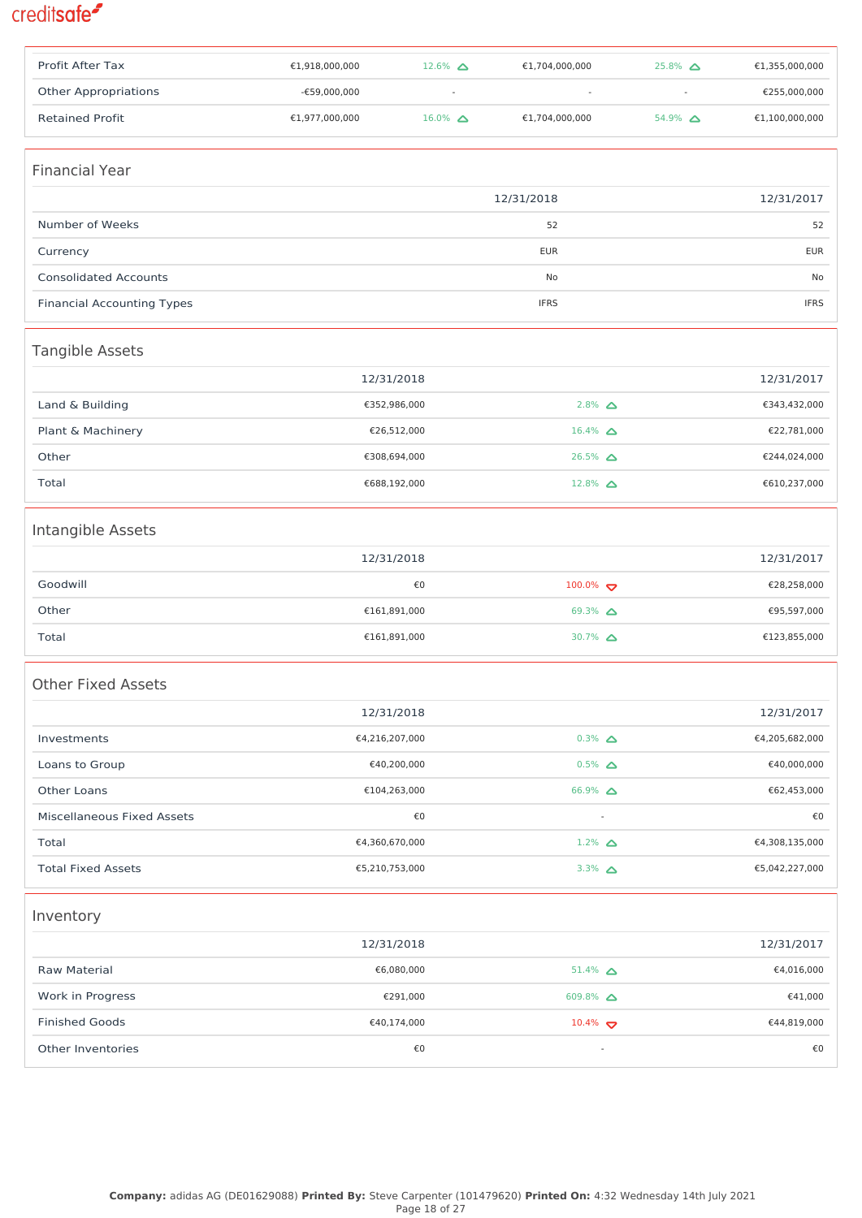| | | | | | |
|---|---|---|---|---|---|
| Profit After Tax | €1,918,000,000 | 12.6% ▲ | €1,704,000,000 | 25.8% ▲ | €1,355,000,000 |
| Other Appropriations | -€59,000,000 | - | - | - | €255,000,000 |
| Retained Profit | €1,977,000,000 | 16.0% ▲ | €1,704,000,000 | 54.9% ▲ | €1,100,000,000 |

## Financial Year

| | 12/31/2018 | 12/31/2017 |
|---|---|---|
| Number of Weeks | 52 | 52 |
| Currency | EUR | EUR |
| Consolidated Accounts | No | No |
| Financial Accounting Types | IFRS | IFRS |

## Tangible Assets

| | 12/31/2018 | | 12/31/2017 |
|---|---|---|---|
| Land & Building | €352,986,000 | 2.8% ▲ | €343,432,000 |
| Plant & Machinery | €26,512,000 | 16.4% ▲ | €22,781,000 |
| Other | €308,694,000 | 26.5% ▲ | €244,024,000 |
| Total | €688,192,000 | 12.8% ▲ | €610,237,000 |

## Intangible Assets

| | 12/31/2018 | | 12/31/2017 |
|---|---|---|---|
| Goodwill | €0 | 100.0% ▼ | €28,258,000 |
| Other | €161,891,000 | 69.3% ▲ | €95,597,000 |
| Total | €161,891,000 | 30.7% ▲ | €123,855,000 |

## Other Fixed Assets

| | 12/31/2018 | | 12/31/2017 |
|---|---|---|---|
| Investments | €4,216,207,000 | 0.3% ▲ | €4,205,682,000 |
| Loans to Group | €40,200,000 | 0.5% ▲ | €40,000,000 |
| Other Loans | €104,263,000 | 66.9% ▲ | €62,453,000 |
| Miscellaneous Fixed Assets | €0 | - | €0 |
| Total | €4,360,670,000 | 1.2% ▲ | €4,308,135,000 |
| Total Fixed Assets | €5,210,753,000 | 3.3% ▲ | €5,042,227,000 |

## Inventory

| | 12/31/2018 | | 12/31/2017 |
|---|---|---|---|
| Raw Material | €6,080,000 | 51.4% ▲ | €4,016,000 |
| Work in Progress | €291,000 | 609.8% ▲ | €41,000 |
| Finished Goods | €40,174,000 | 10.4% ▼ | €44,819,000 |
| Other Inventories | €0 | - | €0 |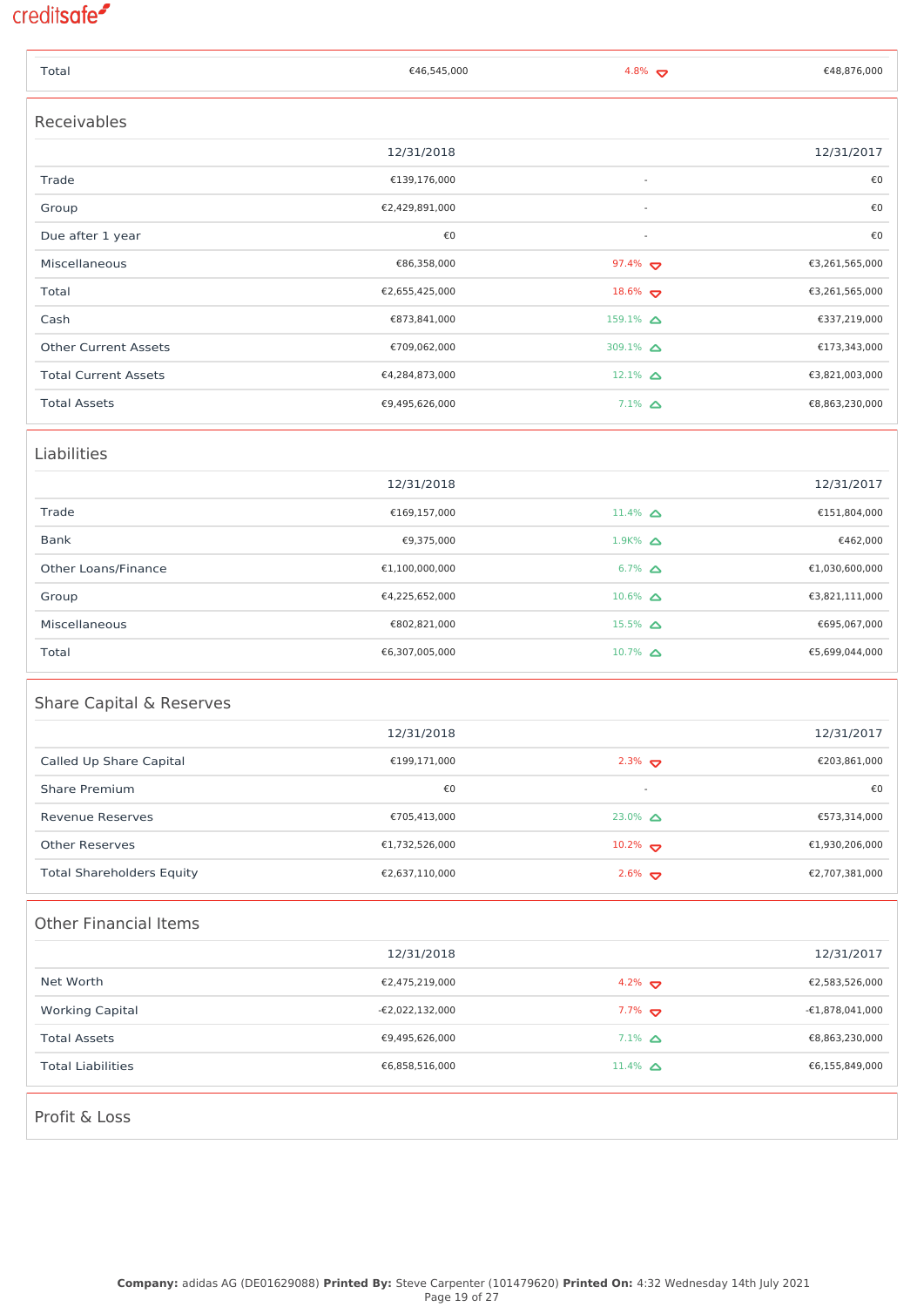| Total | €46,545,000 | 4.8% ▽ | €48,876,000 |
|---|---|---|---|

## Receivables

| | 12/31/2018 | | 12/31/2017 |
|---|---|---|---|
| Trade | €139,176,000 | - | €0 |
| Group | €2,429,891,000 | - | €0 |
| Due after 1 year | €0 | - | €0 |
| Miscellaneous | €86,358,000 | 97.4% ▽ | €3,261,565,000 |
| Total | €2,655,425,000 | 18.6% ▽ | €3,261,565,000 |
| Cash | €873,841,000 | 159.1% △ | €337,219,000 |
| Other Current Assets | €709,062,000 | 309.1% △ | €173,343,000 |
| Total Current Assets | €4,284,873,000 | 12.1% △ | €3,821,003,000 |
| Total Assets | €9,495,626,000 | 7.1% △ | €8,863,230,000 |

## Liabilities

| | 12/31/2018 | | 12/31/2017 |
|---|---|---|---|
| Trade | €169,157,000 | 11.4% △ | €151,804,000 |
| Bank | €9,375,000 | 1.9K% △ | €462,000 |
| Other Loans/Finance | €1,100,000,000 | 6.7% △ | €1,030,600,000 |
| Group | €4,225,652,000 | 10.6% △ | €3,821,111,000 |
| Miscellaneous | €802,821,000 | 15.5% △ | €695,067,000 |
| Total | €6,307,005,000 | 10.7% △ | €5,699,044,000 |

## Share Capital & Reserves

| | 12/31/2018 | | 12/31/2017 |
|---|---|---|---|
| Called Up Share Capital | €199,171,000 | 2.3% ▽ | €203,861,000 |
| Share Premium | €0 | - | €0 |
| Revenue Reserves | €705,413,000 | 23.0% △ | €573,314,000 |
| Other Reserves | €1,732,526,000 | 10.2% ▽ | €1,930,206,000 |
| Total Shareholders Equity | €2,637,110,000 | 2.6% ▽ | €2,707,381,000 |

## Other Financial Items

| | 12/31/2018 | | 12/31/2017 |
|---|---|---|---|
| Net Worth | €2,475,219,000 | 4.2% ▽ | €2,583,526,000 |
| Working Capital | -€2,022,132,000 | 7.7% ▽ | -€1,878,041,000 |
| Total Assets | €9,495,626,000 | 7.1% △ | €8,863,230,000 |
| Total Liabilities | €6,858,516,000 | 11.4% △ | €6,155,849,000 |

## Profit & Loss

**Company:** adidas AG (DE01629088) **Printed By:** Steve Carpenter (101479620) **Printed On:** 4:32 Wednesday 14th July 2021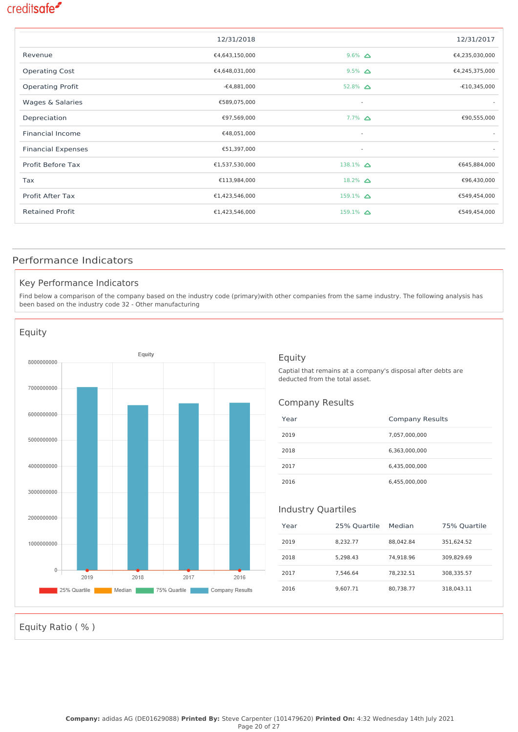| | 12/31/2018 | | 12/31/2017 |
|---|---|---|---|
| Revenue | €4,643,150,000 | 9.6% | €4,235,030,000 |
| Operating Cost | €4,648,031,000 | 9.5% | €4,245,375,000 |
| Operating Profit | -€4,881,000 | 52.8% | -€10,345,000 |
| Wages & Salaries | €589,075,000 | - | - |
| Depreciation | €97,569,000 | 7.7% | €90,555,000 |
| Financial Income | €48,051,000 | - | - |
| Financial Expenses | €51,397,000 | - | - |
| Profit Before Tax | €1,537,530,000 | 138.1% | €645,884,000 |
| Tax | €113,984,000 | 18.2% | €96,430,000 |
| Profit After Tax | €1,423,546,000 | 159.1% | €549,454,000 |
| Retained Profit | €1,423,546,000 | 159.1% | €549,454,000 |

## Performance Indicators

### Key Performance Indicators

Find below a comparison of the company based on the industry code (primary)with other companies from the same industry. The following analysis has been based on the industry code 32 - Other manufacturing

### Equity

### Equity

Captial that remains at a company's disposal after debts are deducted from the total asset.

### Company Results

| Year | Company Results |
|---|---|
| 2019 | 7,057,000,000 |
| 2018 | 6,363,000,000 |
| 2017 | 6,435,000,000 |
| 2016 | 6,455,000,000 |

### Industry Quartiles

| Year | 25% Quartile | Median | 75% Quartile |
|---|---|---|---|
| 2019 | 8,232.77 | 88,042.84 | 351,624.52 |
| 2018 | 5,298.43 | 74,918.96 | 309,829.69 |
| 2017 | 7,546.64 | 78,232.51 | 308,335.57 |
| 2016 | 9,607.71 | 80,738.77 | 318,043.11 |

### Equity Ratio ( % )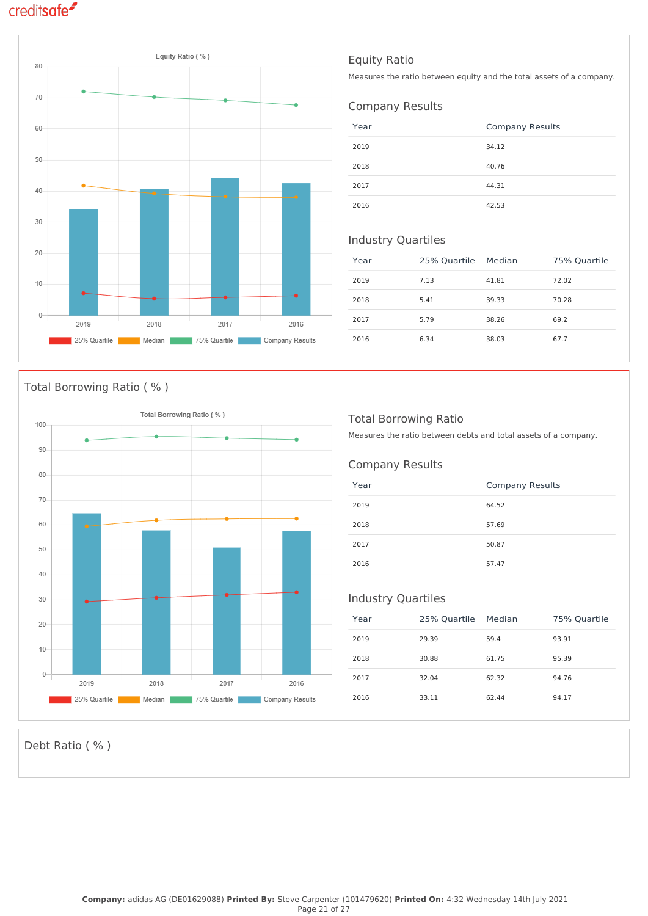## Equity Ratio

Measures the ratio between equity and the total assets of a company.

### Company Results

| Year | Company Results |
|---|---|
| 2019 | 34.12 |
| 2018 | 40.76 |
| 2017 | 44.31 |
| 2016 | 42.53 |

### Industry Quartiles

| Year | 25% Quartile | Median | 75% Quartile |
|---|---|---|---|
| 2019 | 7.13 | 41.81 | 72.02 |
| 2018 | 5.41 | 39.33 | 70.28 |
| 2017 | 5.79 | 38.26 | 69.2 |
| 2016 | 6.34 | 38.03 | 67.7 |

## Total Borrowing Ratio ( % )

## Total Borrowing Ratio

Measures the ratio between debts and total assets of a company.

### Company Results

| Year | Company Results |
|---|---|
| 2019 | 64.52 |
| 2018 | 57.69 |
| 2017 | 50.87 |
| 2016 | 57.47 |

### Industry Quartiles

| Year | 25% Quartile | Median | 75% Quartile |
|---|---|---|---|
| 2019 | 29.39 | 59.4 | 93.91 |
| 2018 | 30.88 | 61.75 | 95.39 |
| 2017 | 32.04 | 62.32 | 94.76 |
| 2016 | 33.11 | 62.44 | 94.17 |

## Debt Ratio ( % )

**Company:** adidas AG (DE01629088) **Printed By:** Steve Carpenter (101479620) **Printed On:** 4:32 Wednesday 14th July 2021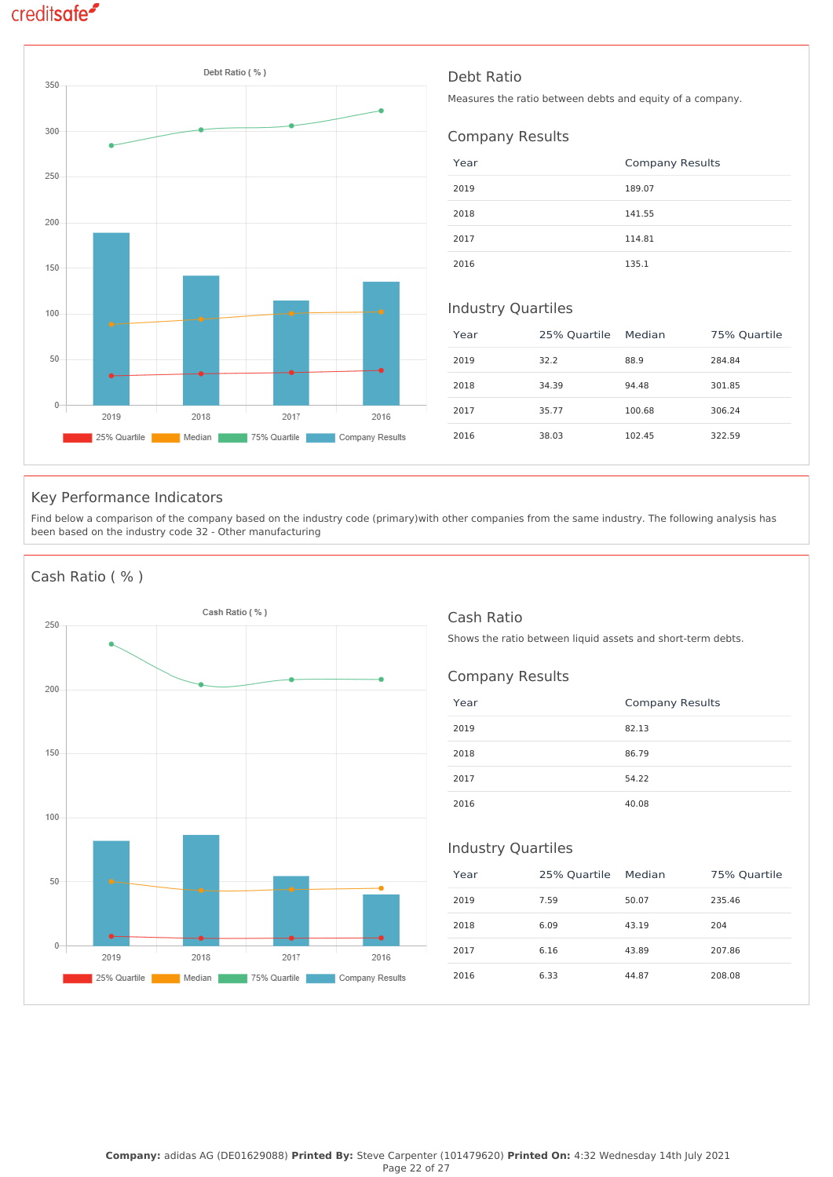## Debt Ratio

Measures the ratio between debts and equity of a company.

### Company Results

| Year | Company Results |
|---|---|
| 2019 | 189.07 |
| 2018 | 141.55 |
| 2017 | 114.81 |
| 2016 | 135.1 |

### Industry Quartiles

| Year | 25% Quartile | Median | 75% Quartile |
|---|---|---|---|
| 2019 | 32.2 | 88.9 | 284.84 |
| 2018 | 34.39 | 94.48 | 301.85 |
| 2017 | 35.77 | 100.68 | 306.24 |
| 2016 | 38.03 | 102.45 | 322.59 |

## Key Performance Indicators

Find below a comparison of the company based on the industry code (primary)with other companies from the same industry. The following analysis has been based on the industry code 32 - Other manufacturing

## Cash Ratio ( % )

## Cash Ratio

Shows the ratio between liquid assets and short-term debts.

### Company Results

| Year | Company Results |
|---|---|
| 2019 | 82.13 |
| 2018 | 86.79 |
| 2017 | 54.22 |
| 2016 | 40.08 |

### Industry Quartiles

| Year | 25% Quartile | Median | 75% Quartile |
|---|---|---|---|
| 2019 | 7.59 | 50.07 | 235.46 |
| 2018 | 6.09 | 43.19 | 204 |
| 2017 | 6.16 | 43.89 | 207.86 |
| 2016 | 6.33 | 44.87 | 208.08 |

**Company:** adidas AG (DE01629088) **Printed By:** Steve Carpenter (101479620) **Printed On:** 4:32 Wednesday 14th July 2021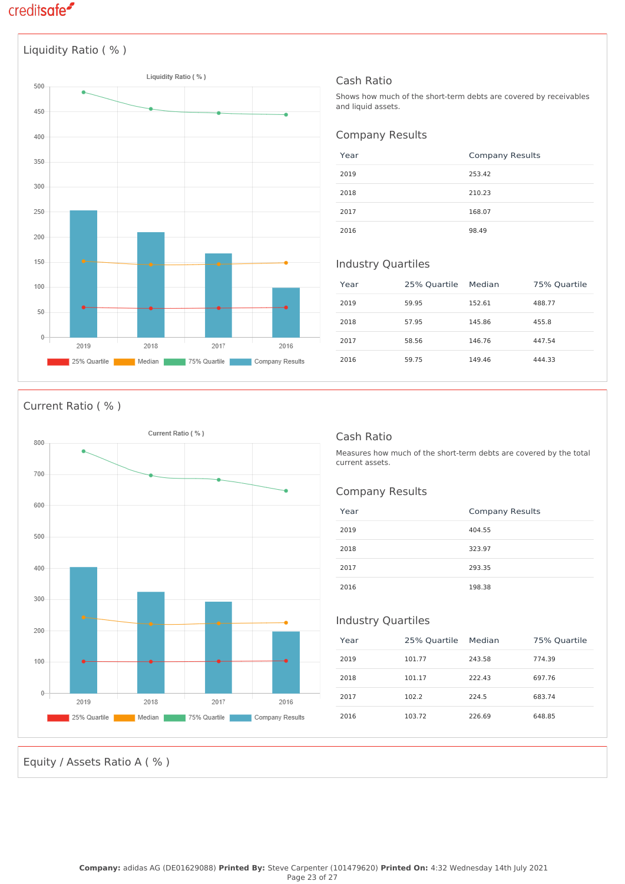## Liquidity Ratio ( % )

### Cash Ratio

Shows how much of the short-term debts are covered by receivables and liquid assets.

### Company Results

| Year | Company Results |
|---|---|
| 2019 | 253.42 |
| 2018 | 210.23 |
| 2017 | 168.07 |
| 2016 | 98.49 |

### Industry Quartiles

| Year | 25% Quartile | Median | 75% Quartile |
|---|---|---|---|
| 2019 | 59.95 | 152.61 | 488.77 |
| 2018 | 57.95 | 145.86 | 455.8 |
| 2017 | 58.56 | 146.76 | 447.54 |
| 2016 | 59.75 | 149.46 | 444.33 |

## Current Ratio ( % )

### Cash Ratio

Measures how much of the short-term debts are covered by the total current assets.

### Company Results

| Year | Company Results |
|---|---|
| 2019 | 404.55 |
| 2018 | 323.97 |
| 2017 | 293.35 |
| 2016 | 198.38 |

### Industry Quartiles

| Year | 25% Quartile | Median | 75% Quartile |
|---|---|---|---|
| 2019 | 101.77 | 243.58 | 774.39 |
| 2018 | 101.17 | 222.43 | 697.76 |
| 2017 | 102.2 | 224.5 | 683.74 |
| 2016 | 103.72 | 226.69 | 648.85 |

## Equity / Assets Ratio A ( % )

**Company:** adidas AG (DE01629088) **Printed By:** Steve Carpenter (101479620) **Printed On:** 4:32 Wednesday 14th July 2021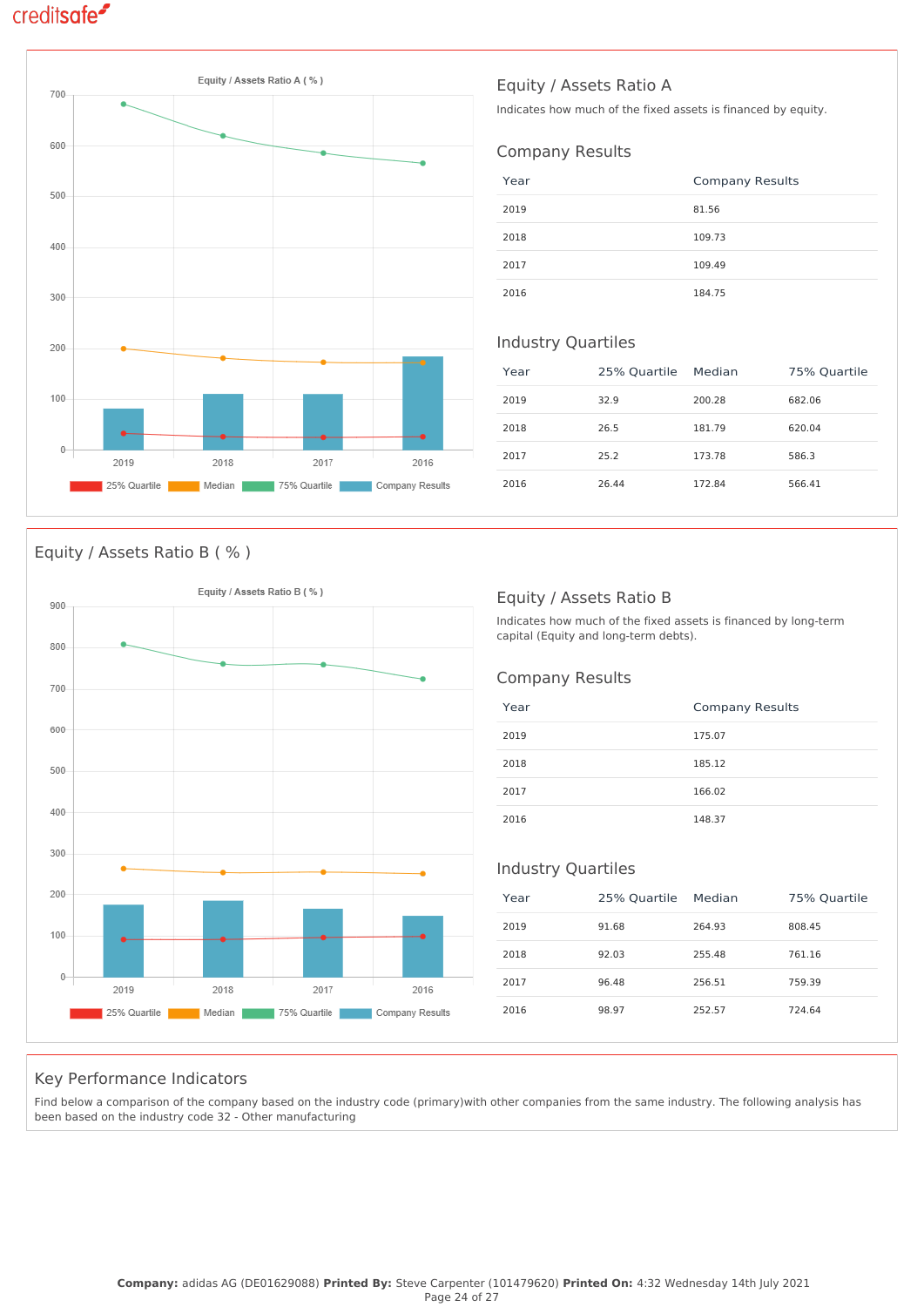## Equity / Assets Ratio A

Indicates how much of the fixed assets is financed by equity.

### Company Results

| Year | Company Results |
|---|---|
| 2019 | 81.56 |
| 2018 | 109.73 |
| 2017 | 109.49 |
| 2016 | 184.75 |

### Industry Quartiles

| Year | 25% Quartile | Median | 75% Quartile |
|---|---|---|---|
| 2019 | 32.9 | 200.28 | 682.06 |
| 2018 | 26.5 | 181.79 | 620.04 |
| 2017 | 25.2 | 173.78 | 586.3 |
| 2016 | 26.44 | 172.84 | 566.41 |

## Equity / Assets Ratio B ( % )

## Equity / Assets Ratio B

Indicates how much of the fixed assets is financed by long-term capital (Equity and long-term debts).

### Company Results

| Year | Company Results |
|---|---|
| 2019 | 175.07 |
| 2018 | 185.12 |
| 2017 | 166.02 |
| 2016 | 148.37 |

### Industry Quartiles

| Year | 25% Quartile | Median | 75% Quartile |
|---|---|---|---|
| 2019 | 91.68 | 264.93 | 808.45 |
| 2018 | 92.03 | 255.48 | 761.16 |
| 2017 | 96.48 | 256.51 | 759.39 |
| 2016 | 98.97 | 252.57 | 724.64 |

## Key Performance Indicators

Find below a comparison of the company based on the industry code (primary)with other companies from the same industry. The following analysis has been based on the industry code 32 - Other manufacturing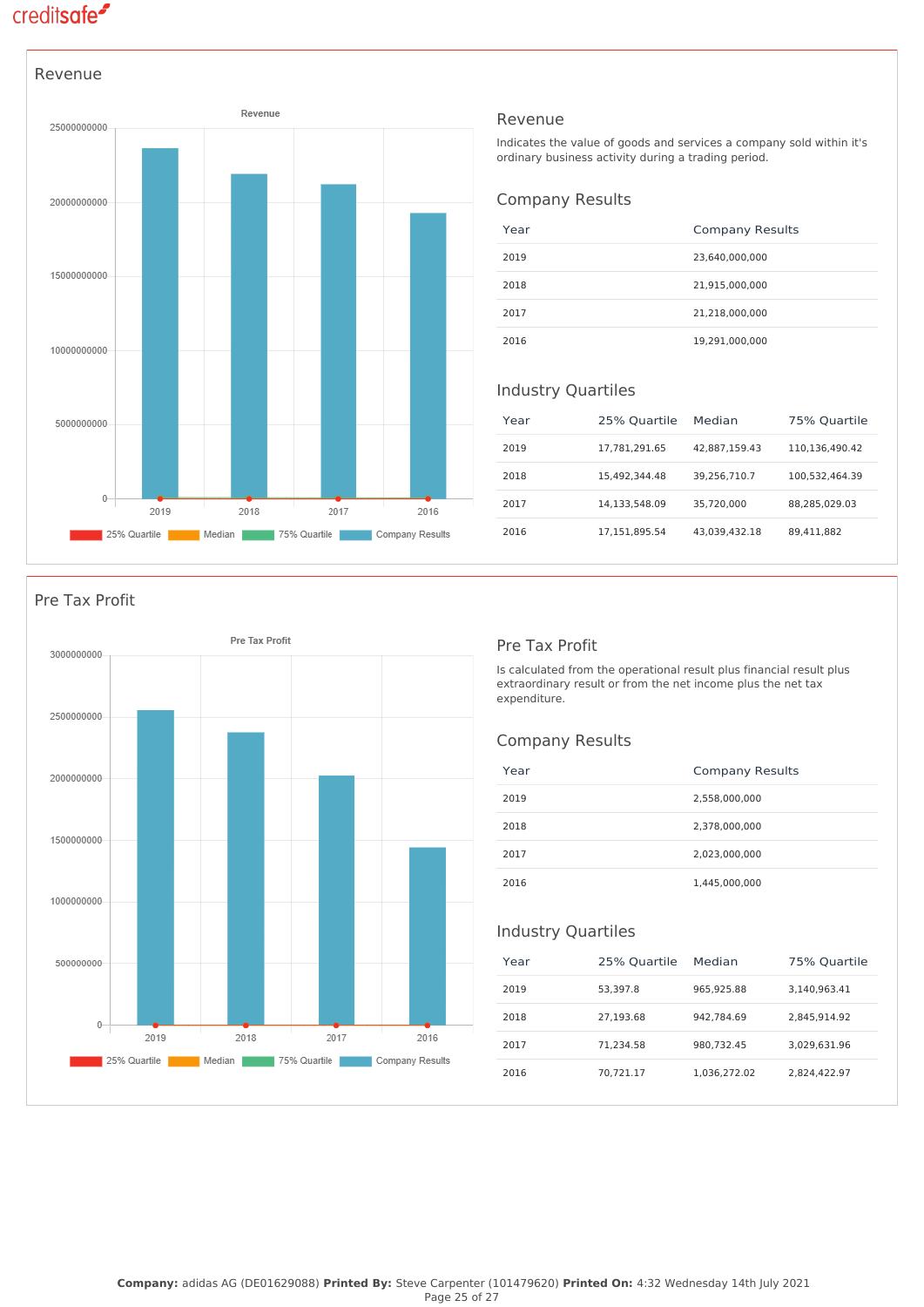## Revenue

### Revenue

Indicates the value of goods and services a company sold within it's ordinary business activity during a trading period.

### Company Results

| Year | Company Results |
|---|---|
| 2019 | 23,640,000,000 |
| 2018 | 21,915,000,000 |
| 2017 | 21,218,000,000 |
| 2016 | 19,291,000,000 |

### Industry Quartiles

| Year | 25% Quartile | Median | 75% Quartile |
|---|---|---|---|
| 2019 | 17,781,291.65 | 42,887,159.43 | 110,136,490.42 |
| 2018 | 15,492,344.48 | 39,256,710.7 | 100,532,464.39 |
| 2017 | 14,133,548.09 | 35,720,000 | 88,285,029.03 |
| 2016 | 17,151,895.54 | 43,039,432.18 | 89,411,882 |

## Pre Tax Profit

### Pre Tax Profit

Is calculated from the operational result plus financial result plus extraordinary result or from the net income plus the net tax expenditure.

### Company Results

| Year | Company Results |
|---|---|
| 2019 | 2,558,000,000 |
| 2018 | 2,378,000,000 |
| 2017 | 2,023,000,000 |
| 2016 | 1,445,000,000 |

### Industry Quartiles

| Year | 25% Quartile | Median | 75% Quartile |
|---|---|---|---|
| 2019 | 53,397.8 | 965,925.88 | 3,140,963.41 |
| 2018 | 27,193.68 | 942,784.69 | 2,845,914.92 |
| 2017 | 71,234.58 | 980,732.45 | 3,029,631.96 |
| 2016 | 70,721.17 | 1,036,272.02 | 2,824,422.97 |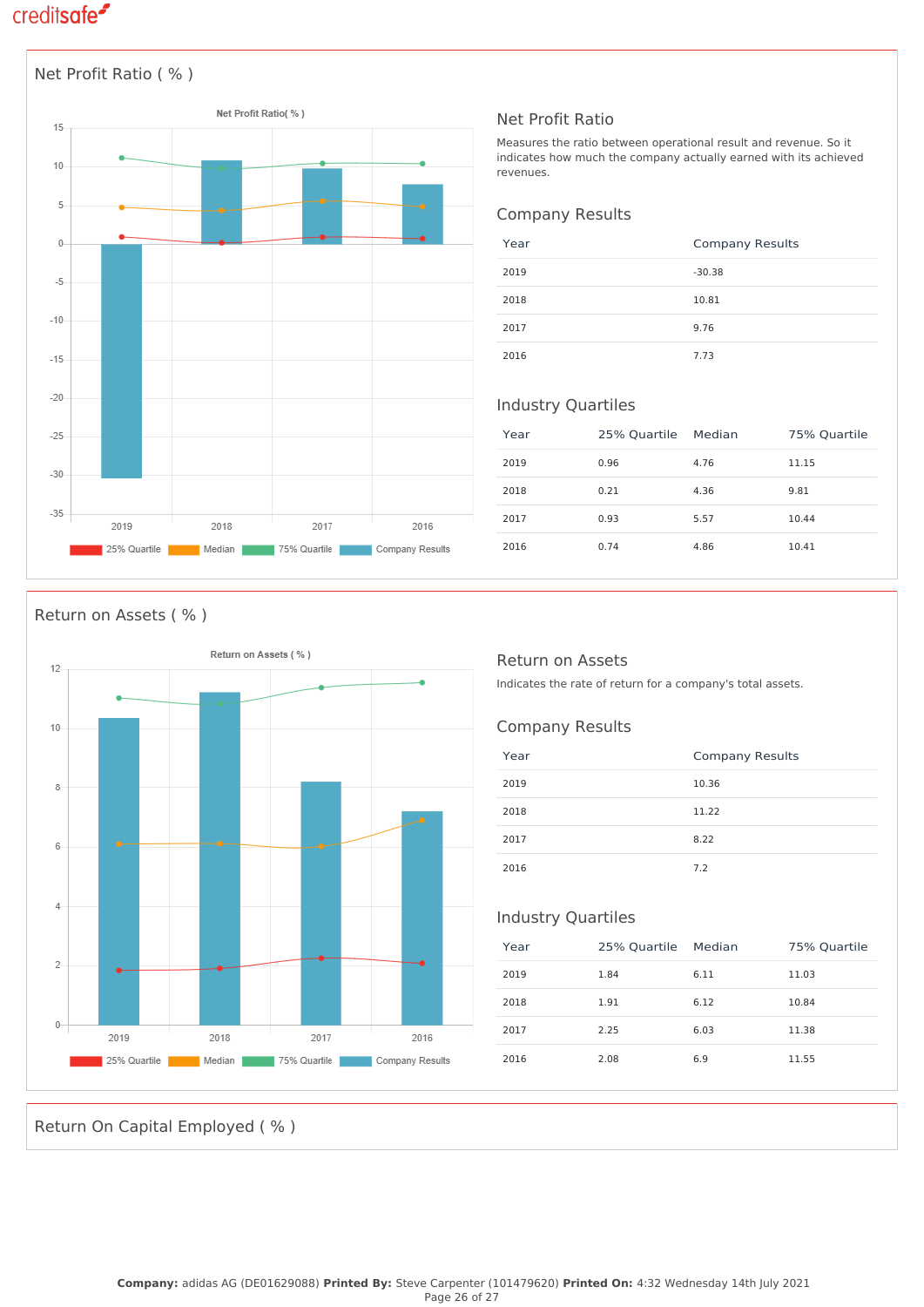## Net Profit Ratio ( % )

### Net Profit Ratio

Measures the ratio between operational result and revenue. So it indicates how much the company actually earned with its achieved revenues.

### Company Results

| Year | Company Results |
|---|---|
| 2019 | -30.38 |
| 2018 | 10.81 |
| 2017 | 9.76 |
| 2016 | 7.73 |

### Industry Quartiles

| Year | 25% Quartile | Median | 75% Quartile |
|---|---|---|---|
| 2019 | 0.96 | 4.76 | 11.15 |
| 2018 | 0.21 | 4.36 | 9.81 |
| 2017 | 0.93 | 5.57 | 10.44 |
| 2016 | 0.74 | 4.86 | 10.41 |

## Return on Assets ( % )

### Return on Assets

Indicates the rate of return for a company's total assets.

### Company Results

| Year | Company Results |
|---|---|
| 2019 | 10.36 |
| 2018 | 11.22 |
| 2017 | 8.22 |
| 2016 | 7.2 |

### Industry Quartiles

| Year | 25% Quartile | Median | 75% Quartile |
|---|---|---|---|
| 2019 | 1.84 | 6.11 | 11.03 |
| 2018 | 1.91 | 6.12 | 10.84 |
| 2017 | 2.25 | 6.03 | 11.38 |
| 2016 | 2.08 | 6.9 | 11.55 |

## Return On Capital Employed ( % )

**Company:** adidas AG (DE01629088) **Printed By:** Steve Carpenter (101479620) **Printed On:** 4:32 Wednesday 14th July 2021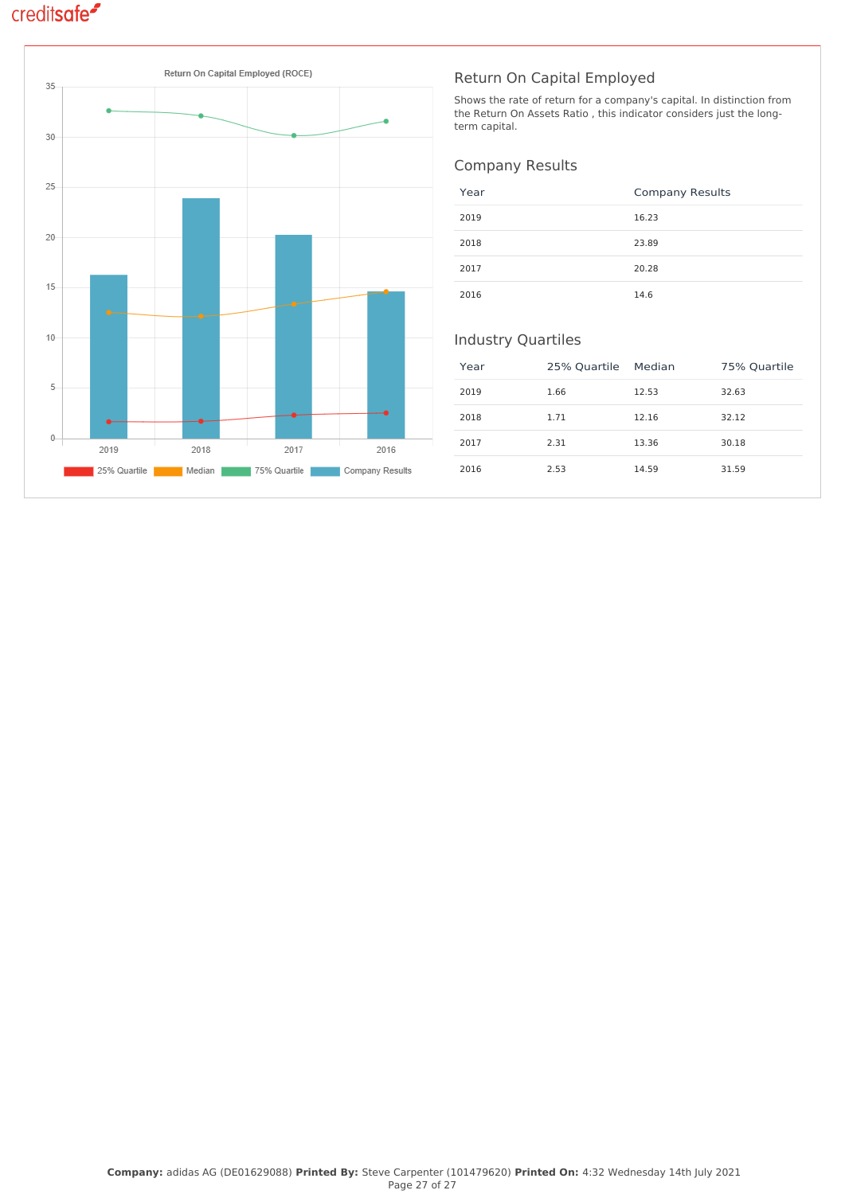Return On Capital Employed (ROCE)

35
30
25
20
15
10
5
0

2019
2018
2017
2016

25% Quartile
Median
75% Quartile
Company Results

## Return On Capital Employed

Shows the rate of return for a company's capital. In distinction from the Return On Assets Ratio , this indicator considers just the long-term capital.

### Company Results

| Year | Company Results |
|---|---|
| 2019 | 16.23 |
| 2018 | 23.89 |
| 2017 | 20.28 |
| 2016 | 14.6 |

### Industry Quartiles

| Year | 25% Quartile | Median | 75% Quartile |
|---|---|---|---|
| 2019 | 1.66 | 12.53 | 32.63 |
| 2018 | 1.71 | 12.16 | 32.12 |
| 2017 | 2.31 | 13.36 | 30.18 |
| 2016 | 2.53 | 14.59 | 31.59 |

**Company:** adidas AG (DE01629088) **Printed By:** Steve Carpenter (101479620) **Printed On:** 4:32 Wednesday 14th July 2021